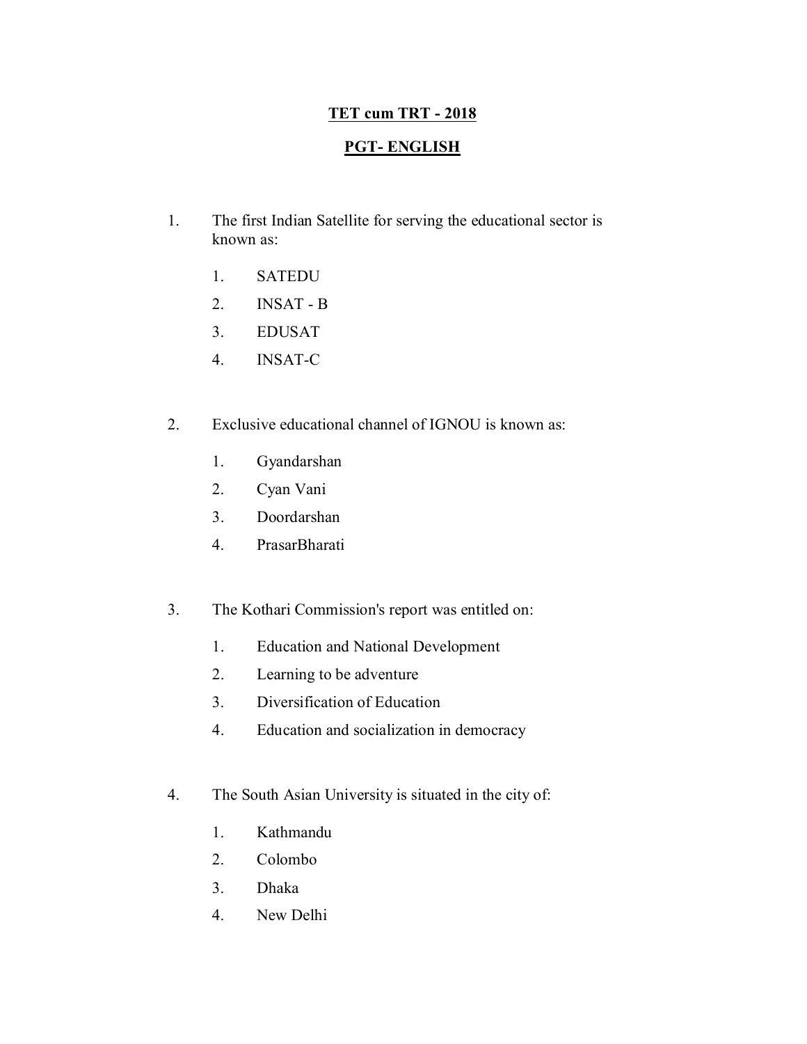**TET cum TRT - 2018**

**PGT- ENGLISH**

1. The first Indian Satellite for serving the educational sector is known as:

    1. SATEDU
    2. INSAT - B
    3. EDUSAT
    4. INSAT-C

2. Exclusive educational channel of IGNOU is known as:

    1. Gyandarshan
    2. Cyan Vani
    3. Doordarshan
    4. PrasarBharati

3. The Kothari Commission's report was entitled on:

    1. Education and National Development
    2. Learning to be adventure
    3. Diversification of Education
    4. Education and socialization in democracy

4. The South Asian University is situated in the city of:

    1. Kathmandu
    2. Colombo
    3. Dhaka
    4. New Delhi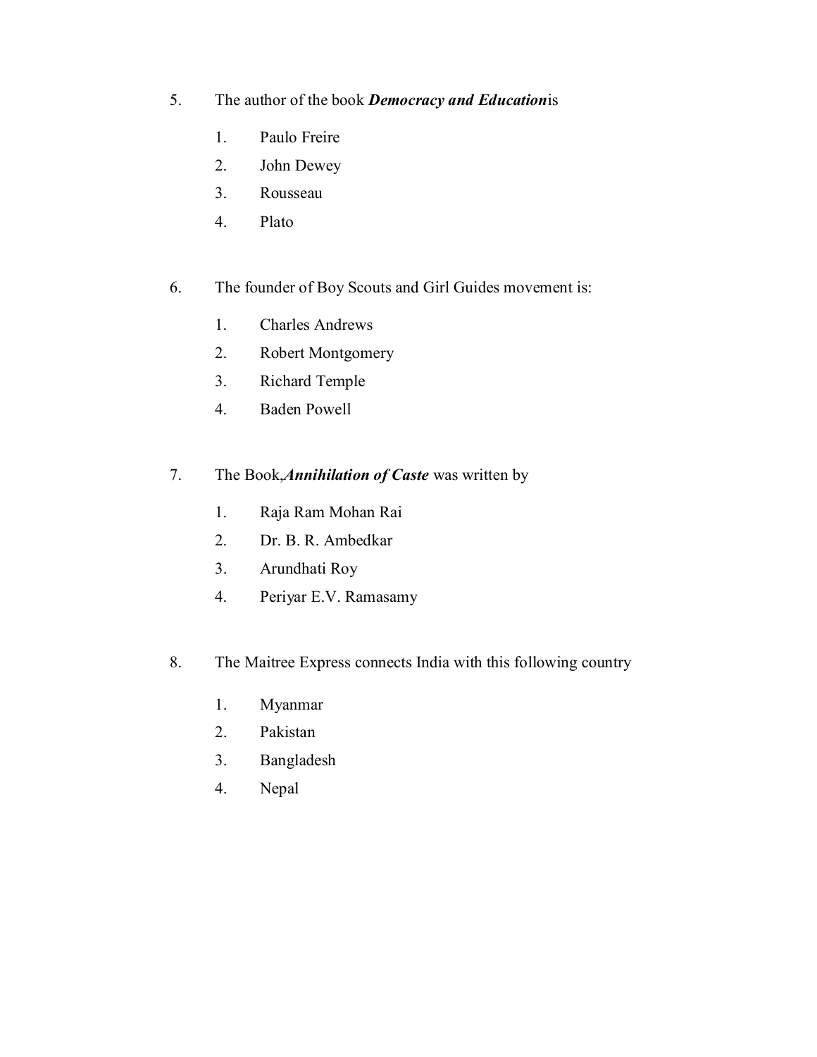5. The author of the book ***Democracy and Education***is

    1. Paulo Freire
    2. John Dewey
    3. Rousseau
    4. Plato

6. The founder of Boy Scouts and Girl Guides movement is:

    1. Charles Andrews
    2. Robert Montgomery
    3. Richard Temple
    4. Baden Powell

7. The Book,***Annihilation of Caste*** was written by

    1. Raja Ram Mohan Rai
    2. Dr. B. R. Ambedkar
    3. Arundhati Roy
    4. Periyar E.V. Ramasamy

8. The Maitree Express connects India with this following country

    1. Myanmar
    2. Pakistan
    3. Bangladesh
    4. Nepal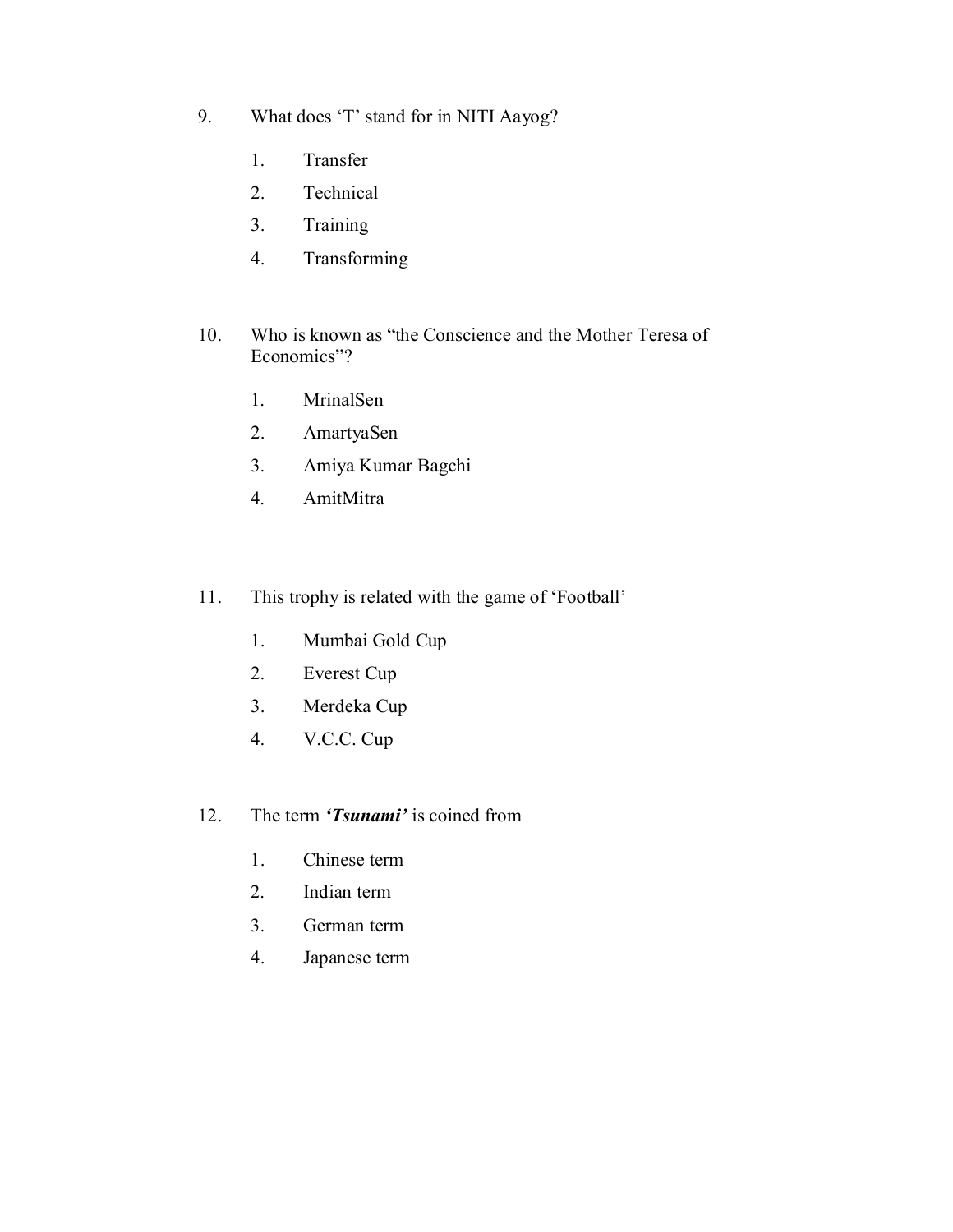9. What does 'T' stand for in NITI Aayog?

    1. Transfer
    2. Technical
    3. Training
    4. Transforming

10. Who is known as "the Conscience and the Mother Teresa of Economics"?

    1. MrinalSen
    2. AmartyaSen
    3. Amiya Kumar Bagchi
    4. AmitMitra

11. This trophy is related with the game of 'Football'

    1. Mumbai Gold Cup
    2. Everest Cup
    3. Merdeka Cup
    4. V.C.C. Cup

12. The term ***'Tsunami'*** is coined from

    1. Chinese term
    2. Indian term
    3. German term
    4. Japanese term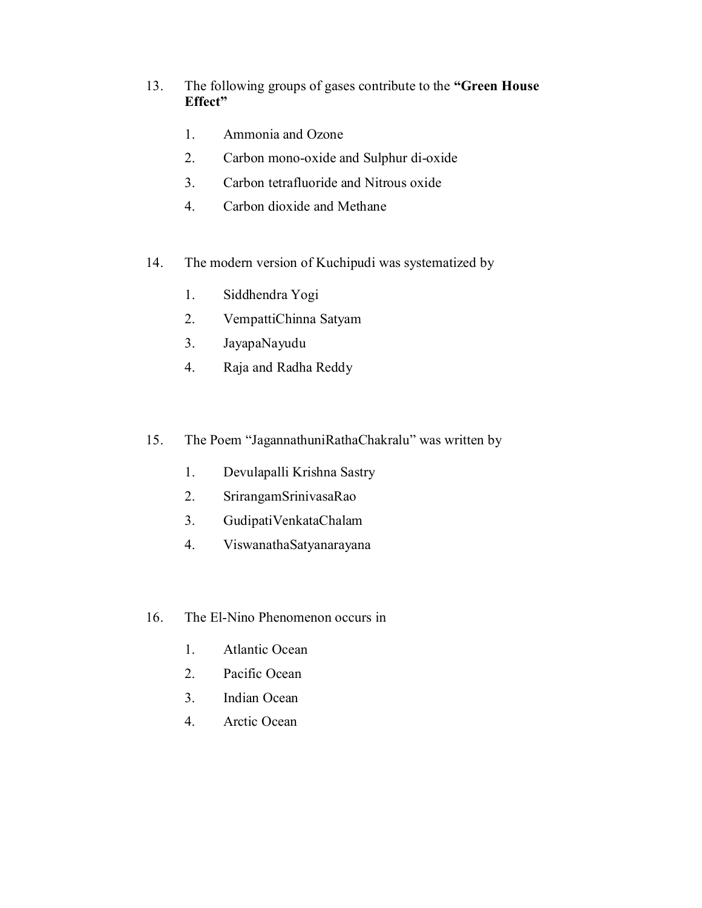13. The following groups of gases contribute to the **"Green House Effect"**

    1. Ammonia and Ozone
    2. Carbon mono-oxide and Sulphur di-oxide
    3. Carbon tetrafluoride and Nitrous oxide
    4. Carbon dioxide and Methane

14. The modern version of Kuchipudi was systematized by

    1. Siddhendra Yogi
    2. VempattiChinna Satyam
    3. JayapaNayudu
    4. Raja and Radha Reddy

15. The Poem "JagannathuniRathaChakralu" was written by

    1. Devulapalli Krishna Sastry
    2. SrirangamSrinivasaRao
    3. GudipatiVenkataChalam
    4. ViswanathaSatyanarayana

16. The El-Nino Phenomenon occurs in

    1. Atlantic Ocean
    2. Pacific Ocean
    3. Indian Ocean
    4. Arctic Ocean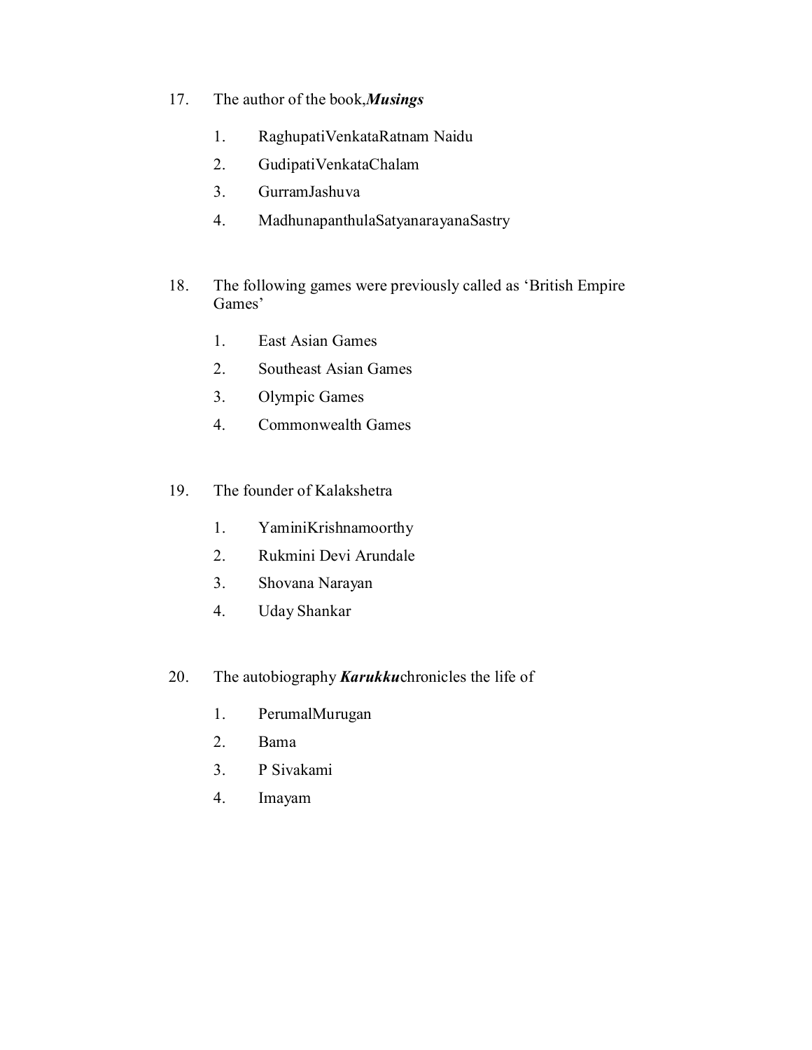17. The author of the book,***Musings***

    1. RaghupatiVenkataRatnam Naidu
    2. GudipatiVenkataChalam
    3. GurramJashuva
    4. MadhunapanthulaSatyanarayanaSastry

18. The following games were previously called as 'British Empire Games'

    1. East Asian Games
    2. Southeast Asian Games
    3. Olympic Games
    4. Commonwealth Games

19. The founder of Kalakshetra

    1. YaminiKrishnamoorthy
    2. Rukmini Devi Arundale
    3. Shovana Narayan
    4. Uday Shankar

20. The autobiography ***Karukku***chronicles the life of

    1. PerumalMurugan
    2. Bama
    3. P Sivakami
    4. Imayam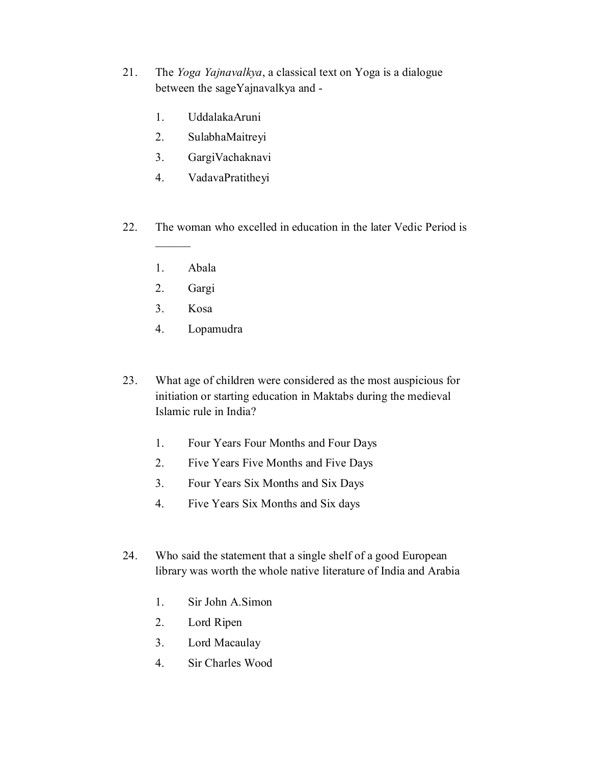21. The *Yoga Yajnavalkya*, a classical text on Yoga is a dialogue between the sageYajnavalkya and -

    1. UddalakaAruni
    2. SulabhaMaitreyi
    3. GargiVachaknavi
    4. VadavaPratitheyi

22. The woman who excelled in education in the later Vedic Period is ______

    1. Abala
    2. Gargi
    3. Kosa
    4. Lopamudra

23. What age of children were considered as the most auspicious for initiation or starting education in Maktabs during the medieval Islamic rule in India?

    1. Four Years Four Months and Four Days
    2. Five Years Five Months and Five Days
    3. Four Years Six Months and Six Days
    4. Five Years Six Months and Six days

24. Who said the statement that a single shelf of a good European library was worth the whole native literature of India and Arabia

    1. Sir John A.Simon
    2. Lord Ripen
    3. Lord Macaulay
    4. Sir Charles Wood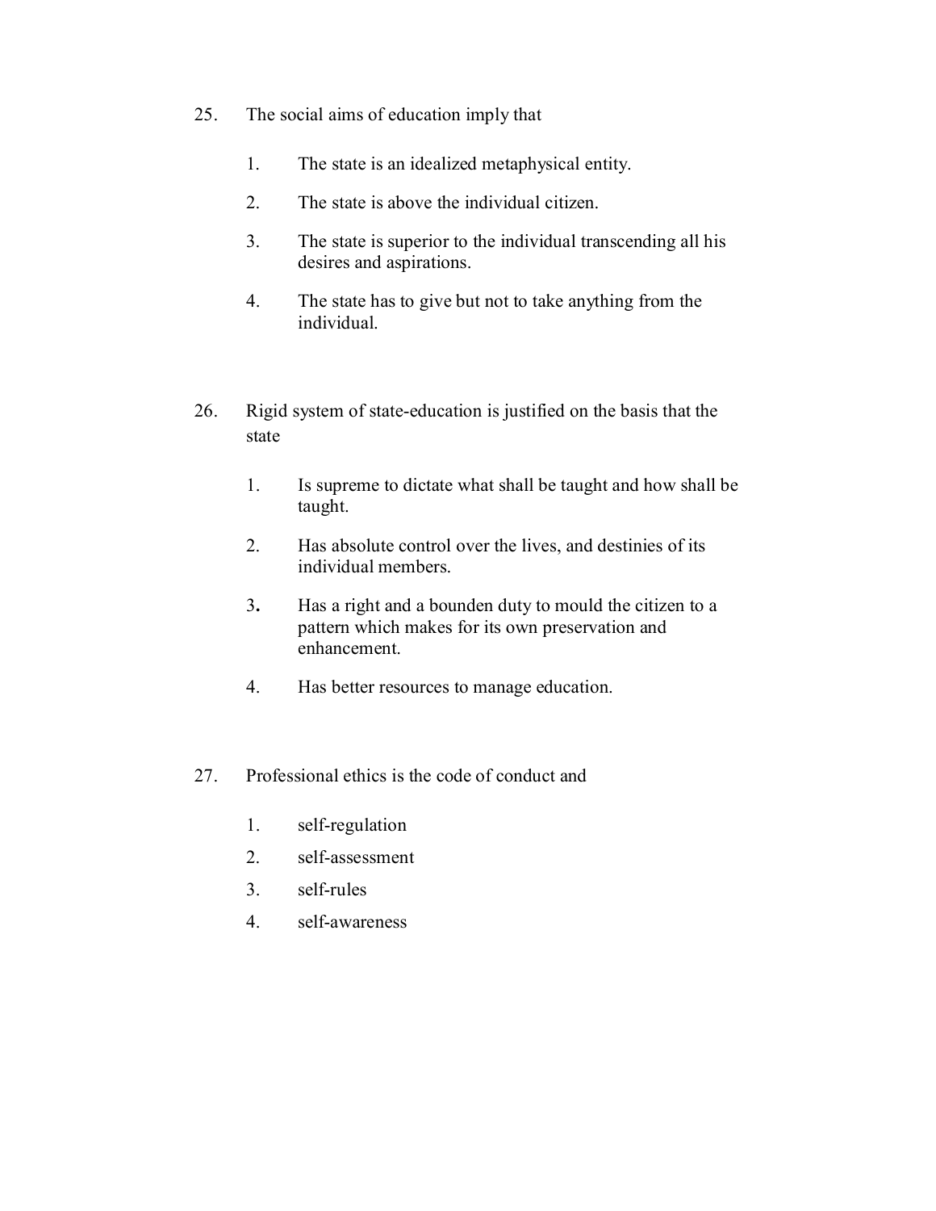25. The social aims of education imply that

    1. The state is an idealized metaphysical entity.
    2. The state is above the individual citizen.
    3. The state is superior to the individual transcending all his desires and aspirations.
    4. The state has to give but not to take anything from the individual.

26. Rigid system of state-education is justified on the basis that the state

    1. Is supreme to dictate what shall be taught and how shall be taught.
    2. Has absolute control over the lives, and destinies of its individual members.
    3. Has a right and a bounden duty to mould the citizen to a pattern which makes for its own preservation and enhancement.
    4. Has better resources to manage education.

27. Professional ethics is the code of conduct and

    1. self-regulation
    2. self-assessment
    3. self-rules
    4. self-awareness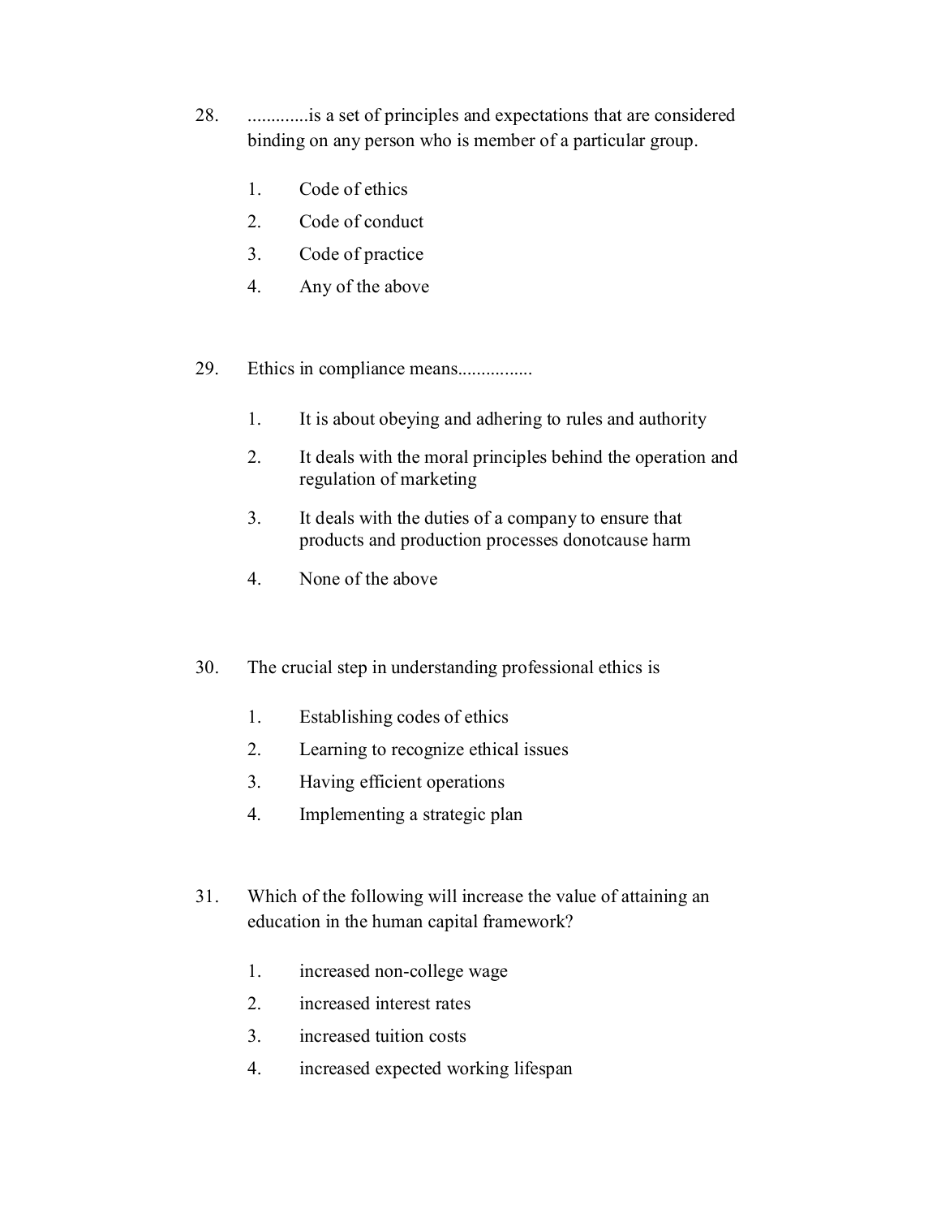28. .............is a set of principles and expectations that are considered binding on any person who is member of a particular group.

    1. Code of ethics
    2. Code of conduct
    3. Code of practice
    4. Any of the above

29. Ethics in compliance means................

    1. It is about obeying and adhering to rules and authority
    2. It deals with the moral principles behind the operation and regulation of marketing
    3. It deals with the duties of a company to ensure that products and production processes donotcause harm
    4. None of the above

30. The crucial step in understanding professional ethics is

    1. Establishing codes of ethics
    2. Learning to recognize ethical issues
    3. Having efficient operations
    4. Implementing a strategic plan

31. Which of the following will increase the value of attaining an education in the human capital framework?

    1. increased non-college wage
    2. increased interest rates
    3. increased tuition costs
    4. increased expected working lifespan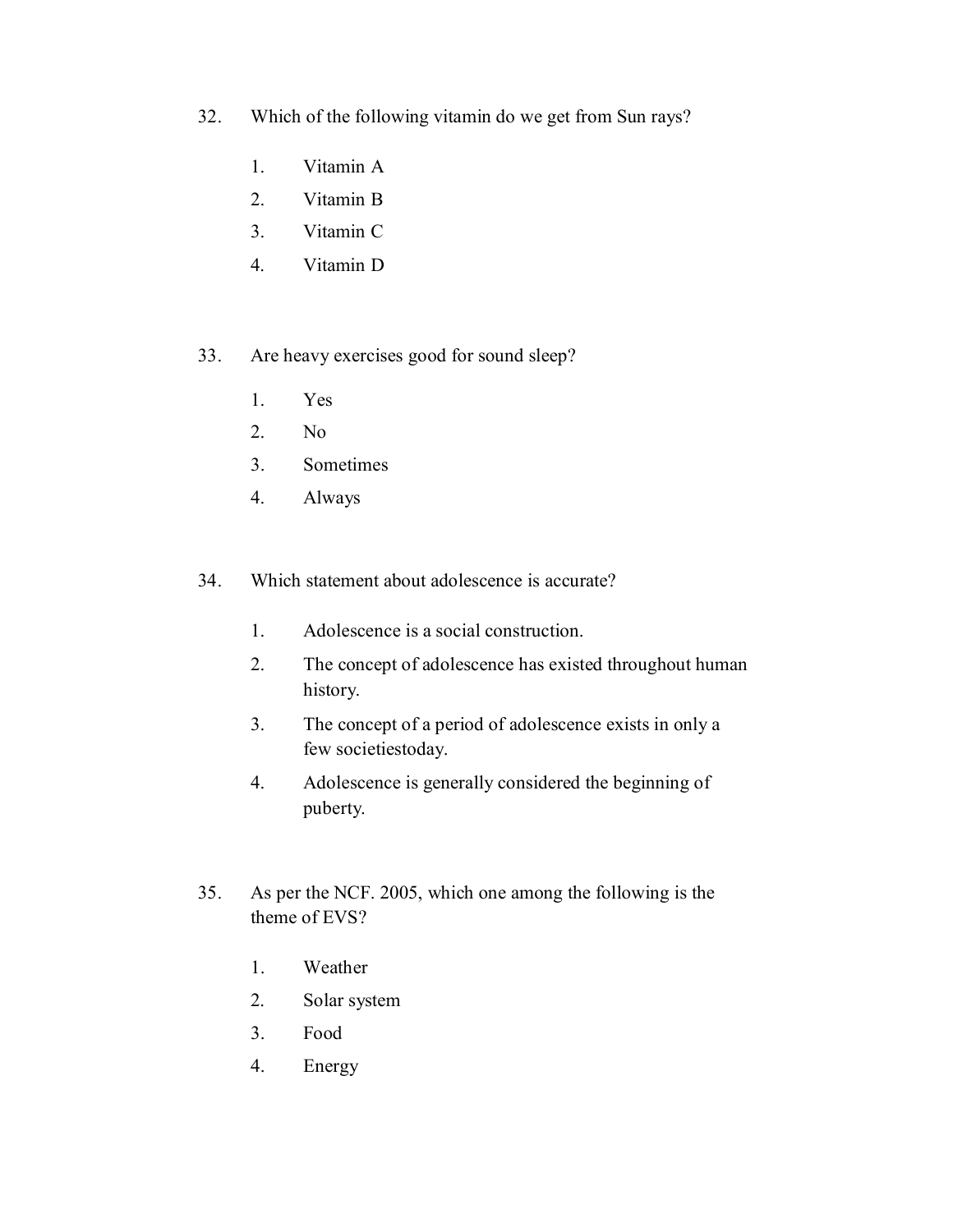32. Which of the following vitamin do we get from Sun rays?

    1. Vitamin A
    2. Vitamin B
    3. Vitamin C
    4. Vitamin D

33. Are heavy exercises good for sound sleep?

    1. Yes
    2. No
    3. Sometimes
    4. Always

34. Which statement about adolescence is accurate?

    1. Adolescence is a social construction.
    2. The concept of adolescence has existed throughout human history.
    3. The concept of a period of adolescence exists in only a few societiestoday.
    4. Adolescence is generally considered the beginning of puberty.

35. As per the NCF. 2005, which one among the following is the theme of EVS?

    1. Weather
    2. Solar system
    3. Food
    4. Energy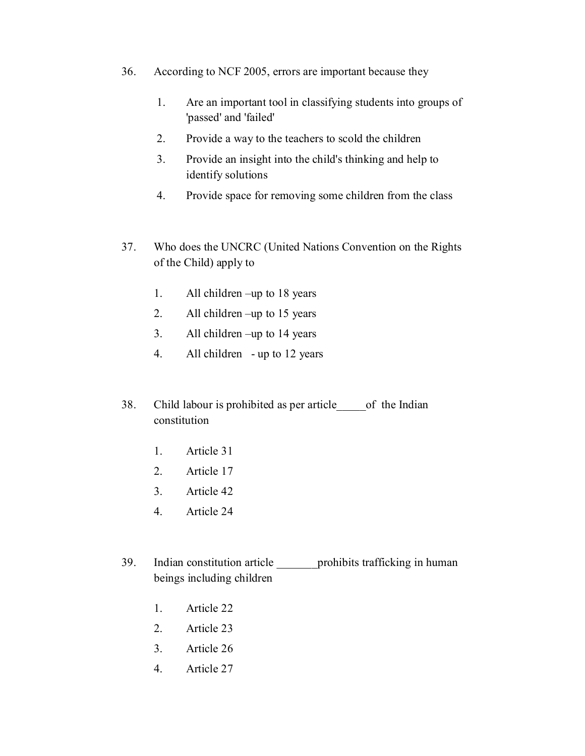36. According to NCF 2005, errors are important because they

    1. Are an important tool in classifying students into groups of 'passed' and 'failed'
    2. Provide a way to the teachers to scold the children
    3. Provide an insight into the child's thinking and help to identify solutions
    4. Provide space for removing some children from the class

37. Who does the UNCRC (United Nations Convention on the Rights of the Child) apply to

    1. All children –up to 18 years
    2. All children –up to 15 years
    3. All children –up to 14 years
    4. All children - up to 12 years

38. Child labour is prohibited as per article_____of the Indian constitution

    1. Article 31
    2. Article 17
    3. Article 42
    4. Article 24

39. Indian constitution article _______prohibits trafficking in human beings including children

    1. Article 22
    2. Article 23
    3. Article 26
    4. Article 27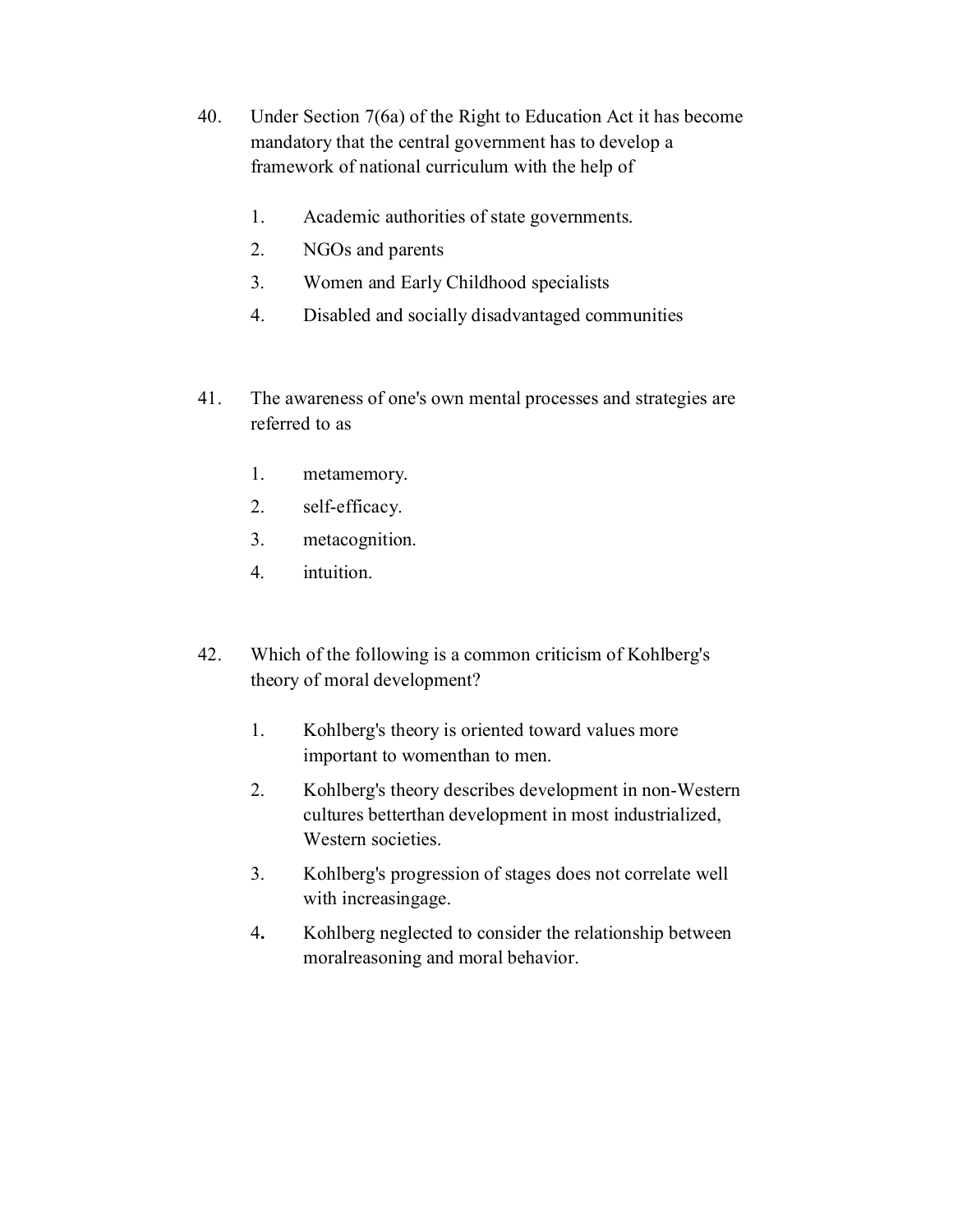40. Under Section 7(6a) of the Right to Education Act it has become mandatory that the central government has to develop a framework of national curriculum with the help of

    1. Academic authorities of state governments.
    2. NGOs and parents
    3. Women and Early Childhood specialists
    4. Disabled and socially disadvantaged communities

41. The awareness of one's own mental processes and strategies are referred to as

    1. metamemory.
    2. self-efficacy.
    3. metacognition.
    4. intuition.

42. Which of the following is a common criticism of Kohlberg's theory of moral development?

    1. Kohlberg's theory is oriented toward values more important to womenthan to men.
    2. Kohlberg's theory describes development in non-Western cultures betterthan development in most industrialized, Western societies.
    3. Kohlberg's progression of stages does not correlate well with increasingage.
    4. Kohlberg neglected to consider the relationship between moralreasoning and moral behavior.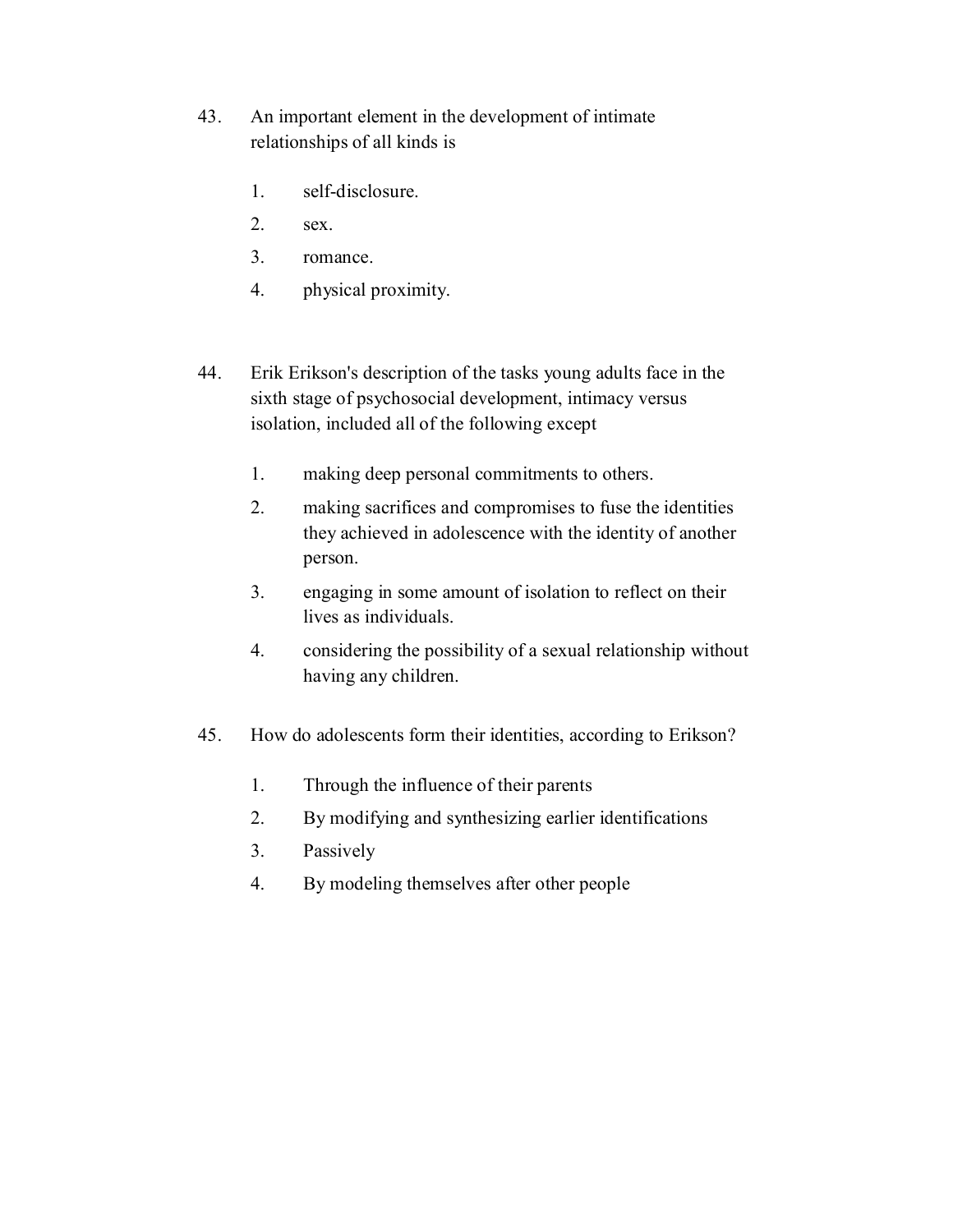43. An important element in the development of intimate relationships of all kinds is

    1. self-disclosure.
    2. sex.
    3. romance.
    4. physical proximity.

44. Erik Erikson's description of the tasks young adults face in the sixth stage of psychosocial development, intimacy versus isolation, included all of the following except

    1. making deep personal commitments to others.
    2. making sacrifices and compromises to fuse the identities they achieved in adolescence with the identity of another person.
    3. engaging in some amount of isolation to reflect on their lives as individuals.
    4. considering the possibility of a sexual relationship without having any children.

45. How do adolescents form their identities, according to Erikson?

    1. Through the influence of their parents
    2. By modifying and synthesizing earlier identifications
    3. Passively
    4. By modeling themselves after other people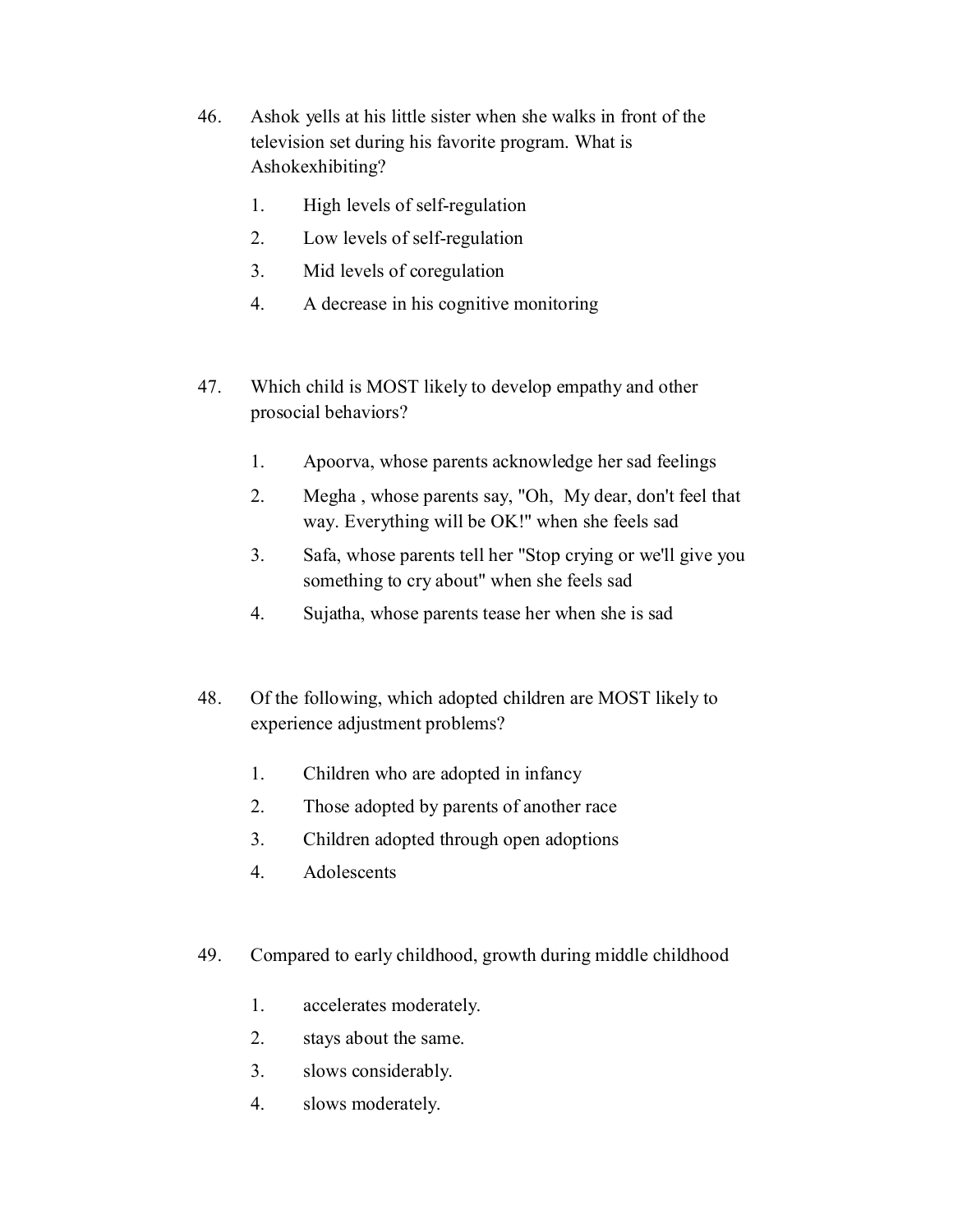46. Ashok yells at his little sister when she walks in front of the television set during his favorite program. What is Ashokexhibiting?

    1. High levels of self-regulation
    2. Low levels of self-regulation
    3. Mid levels of coregulation
    4. A decrease in his cognitive monitoring

47. Which child is MOST likely to develop empathy and other prosocial behaviors?

    1. Apoorva, whose parents acknowledge her sad feelings
    2. Megha , whose parents say, "Oh, My dear, don't feel that way. Everything will be OK!" when she feels sad
    3. Safa, whose parents tell her "Stop crying or we'll give you something to cry about" when she feels sad
    4. Sujatha, whose parents tease her when she is sad

48. Of the following, which adopted children are MOST likely to experience adjustment problems?

    1. Children who are adopted in infancy
    2. Those adopted by parents of another race
    3. Children adopted through open adoptions
    4. Adolescents

49. Compared to early childhood, growth during middle childhood

    1. accelerates moderately.
    2. stays about the same.
    3. slows considerably.
    4. slows moderately.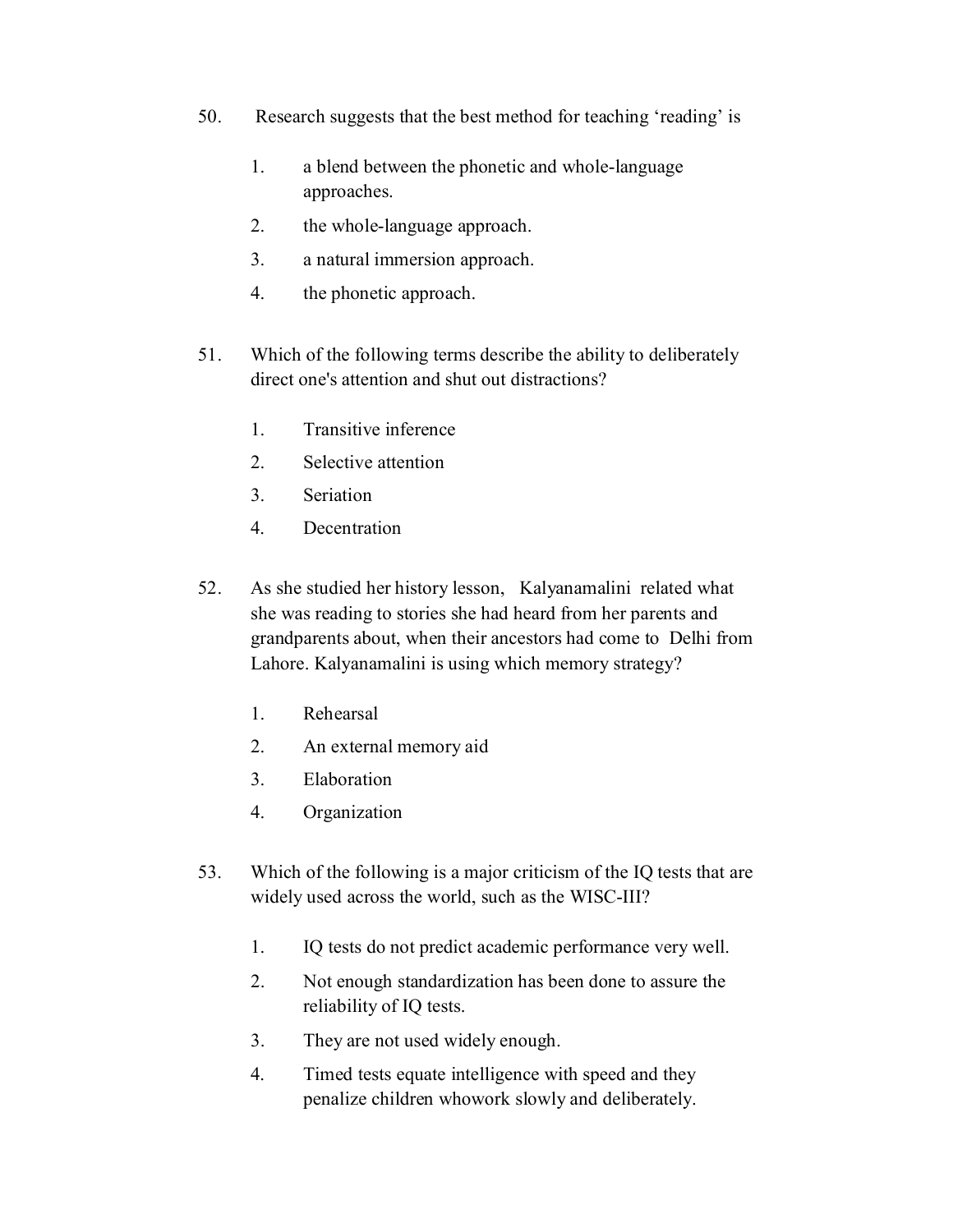50. Research suggests that the best method for teaching 'reading' is

    1. a blend between the phonetic and whole-language approaches.
    2. the whole-language approach.
    3. a natural immersion approach.
    4. the phonetic approach.

51. Which of the following terms describe the ability to deliberately direct one's attention and shut out distractions?

    1. Transitive inference
    2. Selective attention
    3. Seriation
    4. Decentration

52. As she studied her history lesson, Kalyanamalini related what she was reading to stories she had heard from her parents and grandparents about, when their ancestors had come to Delhi from Lahore. Kalyanamalini is using which memory strategy?

    1. Rehearsal
    2. An external memory aid
    3. Elaboration
    4. Organization

53. Which of the following is a major criticism of the IQ tests that are widely used across the world, such as the WISC-III?

    1. IQ tests do not predict academic performance very well.
    2. Not enough standardization has been done to assure the reliability of IQ tests.
    3. They are not used widely enough.
    4. Timed tests equate intelligence with speed and they penalize children whowork slowly and deliberately.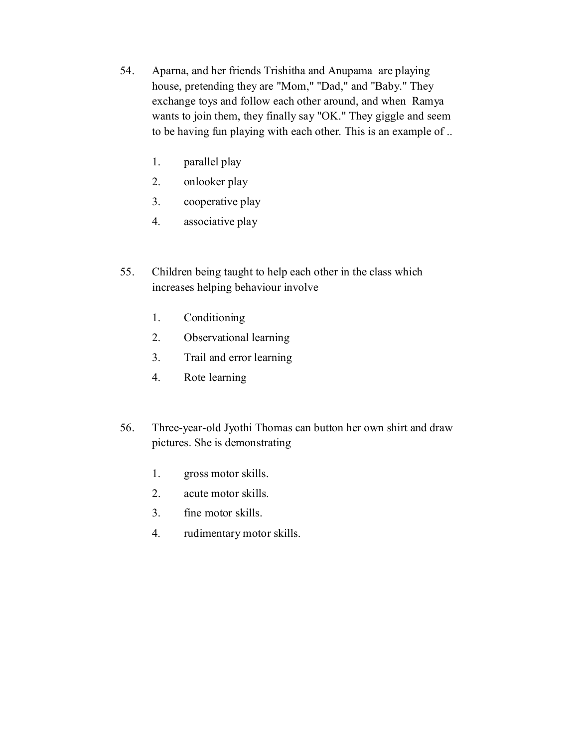54. Aparna, and her friends Trishitha and Anupama are playing house, pretending they are "Mom," "Dad," and "Baby." They exchange toys and follow each other around, and when Ramya wants to join them, they finally say "OK." They giggle and seem to be having fun playing with each other. This is an example of ..

    1. parallel play
    2. onlooker play
    3. cooperative play
    4. associative play

55. Children being taught to help each other in the class which increases helping behaviour involve

    1. Conditioning
    2. Observational learning
    3. Trail and error learning
    4. Rote learning

56. Three-year-old Jyothi Thomas can button her own shirt and draw pictures. She is demonstrating

    1. gross motor skills.
    2. acute motor skills.
    3. fine motor skills.
    4. rudimentary motor skills.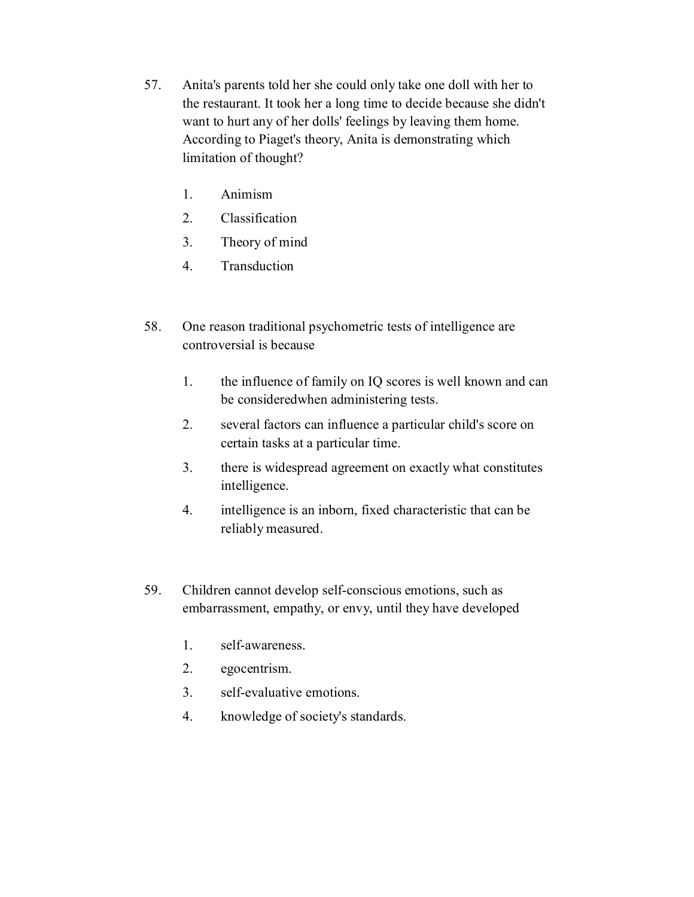57. Anita's parents told her she could only take one doll with her to the restaurant. It took her a long time to decide because she didn't want to hurt any of her dolls' feelings by leaving them home. According to Piaget's theory, Anita is demonstrating which limitation of thought?

    1. Animism
    2. Classification
    3. Theory of mind
    4. Transduction

58. One reason traditional psychometric tests of intelligence are controversial is because

    1. the influence of family on IQ scores is well known and can be consideredwhen administering tests.
    2. several factors can influence a particular child's score on certain tasks at a particular time.
    3. there is widespread agreement on exactly what constitutes intelligence.
    4. intelligence is an inborn, fixed characteristic that can be reliably measured.

59. Children cannot develop self-conscious emotions, such as embarrassment, empathy, or envy, until they have developed

    1. self-awareness.
    2. egocentrism.
    3. self-evaluative emotions.
    4. knowledge of society's standards.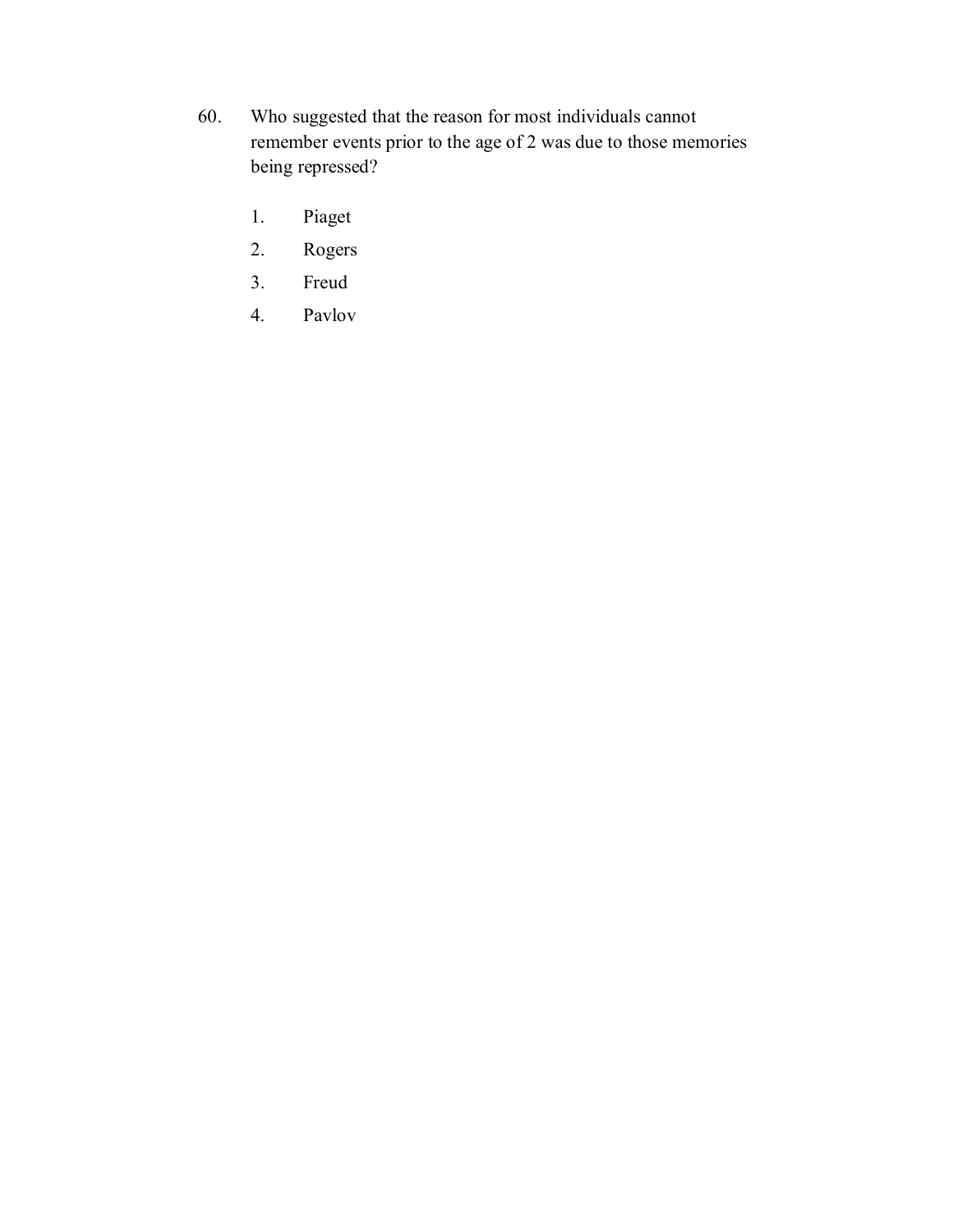60. Who suggested that the reason for most individuals cannot remember events prior to the age of 2 was due to those memories being repressed?

    1. Piaget
    2. Rogers
    3. Freud
    4. Pavlov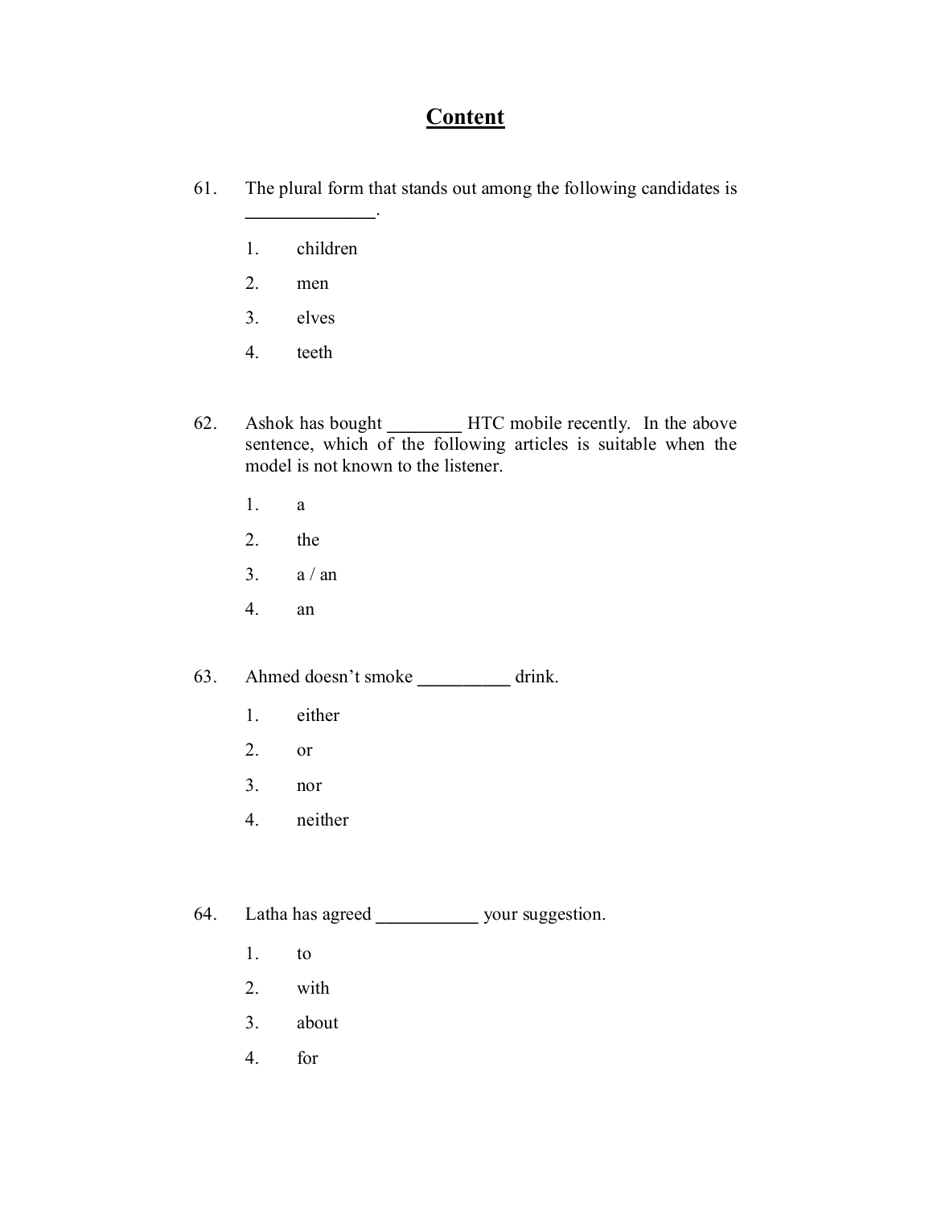# Content

61. The plural form that stands out among the following candidates is ______________.

    1. children
    2. men
    3. elves
    4. teeth

62. Ashok has bought ________ HTC mobile recently. In the above sentence, which of the following articles is suitable when the model is not known to the listener.

    1. a
    2. the
    3. a / an
    4. an

63. Ahmed doesn't smoke __________ drink.

    1. either
    2. or
    3. nor
    4. neither

64. Latha has agreed ___________ your suggestion.

    1. to
    2. with
    3. about
    4. for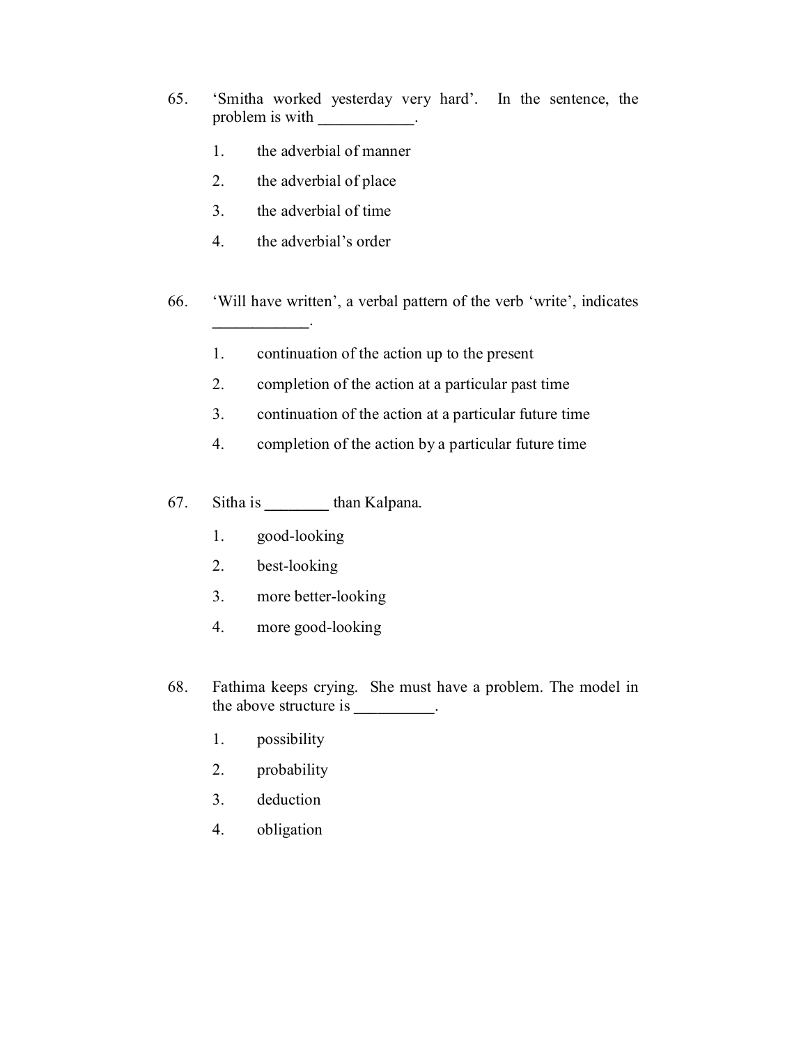65. 'Smitha worked yesterday very hard'. In the sentence, the problem is with ____________.

    1. the adverbial of manner
    2. the adverbial of place
    3. the adverbial of time
    4. the adverbial's order

66. 'Will have written', a verbal pattern of the verb 'write', indicates ____________.

    1. continuation of the action up to the present
    2. completion of the action at a particular past time
    3. continuation of the action at a particular future time
    4. completion of the action by a particular future time

67. Sitha is ________ than Kalpana.

    1. good-looking
    2. best-looking
    3. more better-looking
    4. more good-looking

68. Fathima keeps crying. She must have a problem. The model in the above structure is __________.

    1. possibility
    2. probability
    3. deduction
    4. obligation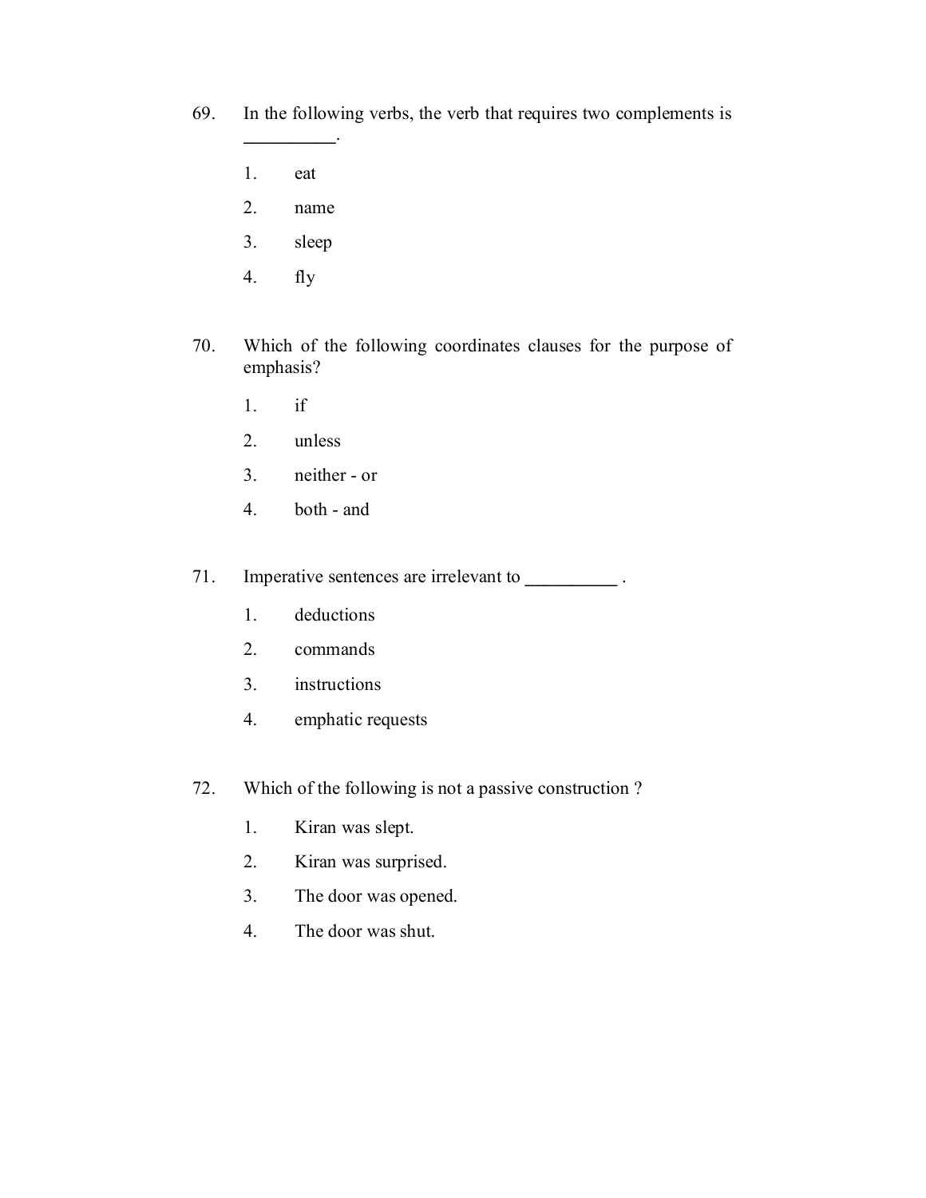69. In the following verbs, the verb that requires two complements is __________.

    1. eat
    2. name
    3. sleep
    4. fly

70. Which of the following coordinates clauses for the purpose of emphasis?

    1. if
    2. unless
    3. neither - or
    4. both - and

71. Imperative sentences are irrelevant to __________ .

    1. deductions
    2. commands
    3. instructions
    4. emphatic requests

72. Which of the following is not a passive construction ?

    1. Kiran was slept.
    2. Kiran was surprised.
    3. The door was opened.
    4. The door was shut.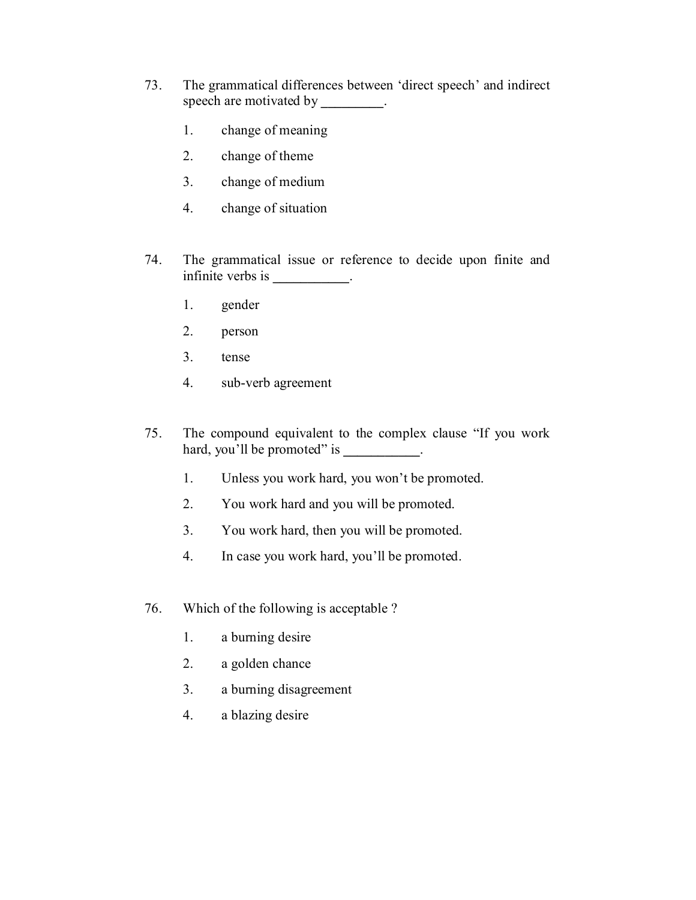73. The grammatical differences between 'direct speech' and indirect speech are motivated by _________.

    1. change of meaning
    2. change of theme
    3. change of medium
    4. change of situation

74. The grammatical issue or reference to decide upon finite and infinite verbs is ___________.

    1. gender
    2. person
    3. tense
    4. sub-verb agreement

75. The compound equivalent to the complex clause "If you work hard, you'll be promoted" is ___________.

    1. Unless you work hard, you won't be promoted.
    2. You work hard and you will be promoted.
    3. You work hard, then you will be promoted.
    4. In case you work hard, you'll be promoted.

76. Which of the following is acceptable ?

    1. a burning desire
    2. a golden chance
    3. a burning disagreement
    4. a blazing desire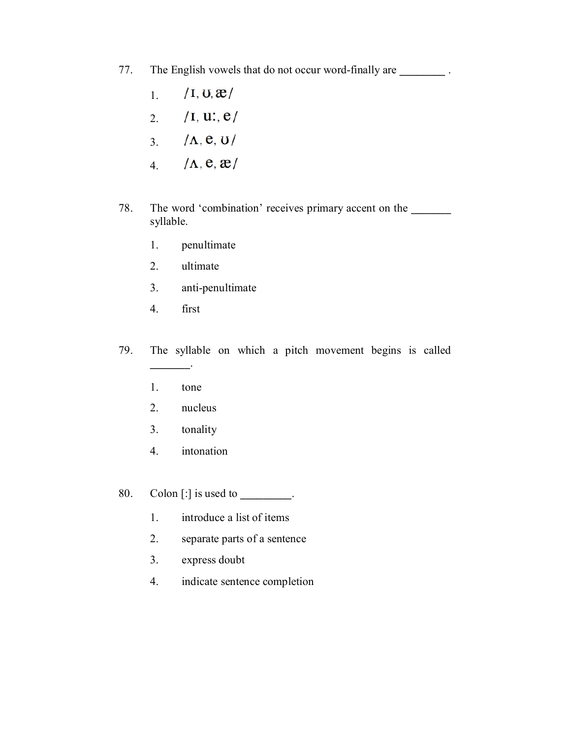77. The English vowels that do not occur word-finally are ________ .

    1. /ɪ, ʊ, æ/
    2. /ɪ, uː, e/
    3. /ʌ, e, ʊ/
    4. /ʌ, e, æ/

78. The word 'combination' receives primary accent on the _______ syllable.

    1. penultimate
    2. ultimate
    3. anti-penultimate
    4. first

79. The syllable on which a pitch movement begins is called _______.

    1. tone
    2. nucleus
    3. tonality
    4. intonation

80. Colon [:] is used to _________.

    1. introduce a list of items
    2. separate parts of a sentence
    3. express doubt
    4. indicate sentence completion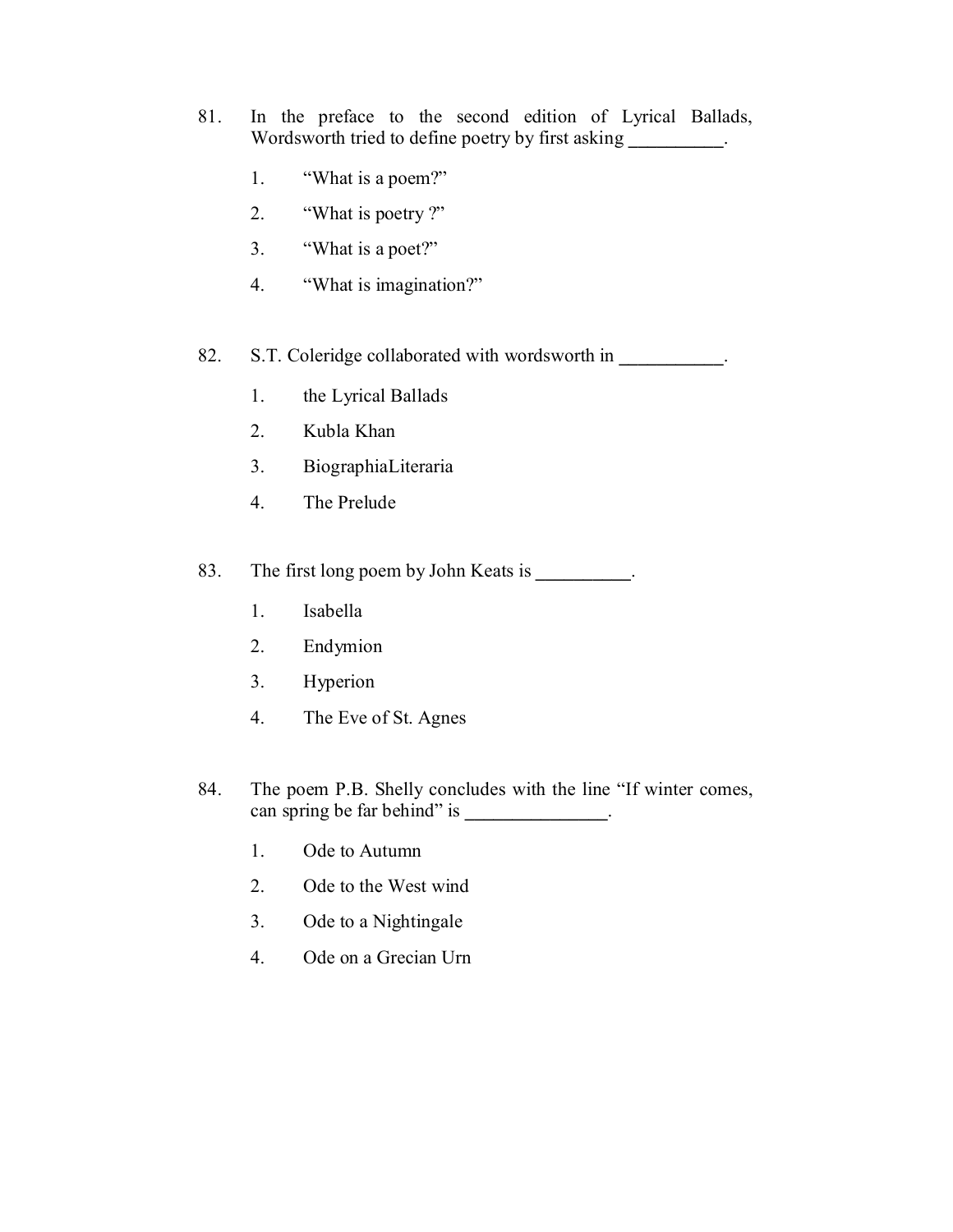81. In the preface to the second edition of Lyrical Ballads, Wordsworth tried to define poetry by first asking __________.

    1. "What is a poem?"
    2. "What is poetry ?"
    3. "What is a poet?"
    4. "What is imagination?"

82. S.T. Coleridge collaborated with wordsworth in ___________.

    1. the Lyrical Ballads
    2. Kubla Khan
    3. BiographiaLiteraria
    4. The Prelude

83. The first long poem by John Keats is __________.

    1. Isabella
    2. Endymion
    3. Hyperion
    4. The Eve of St. Agnes

84. The poem P.B. Shelly concludes with the line "If winter comes, can spring be far behind" is _______________.

    1. Ode to Autumn
    2. Ode to the West wind
    3. Ode to a Nightingale
    4. Ode on a Grecian Urn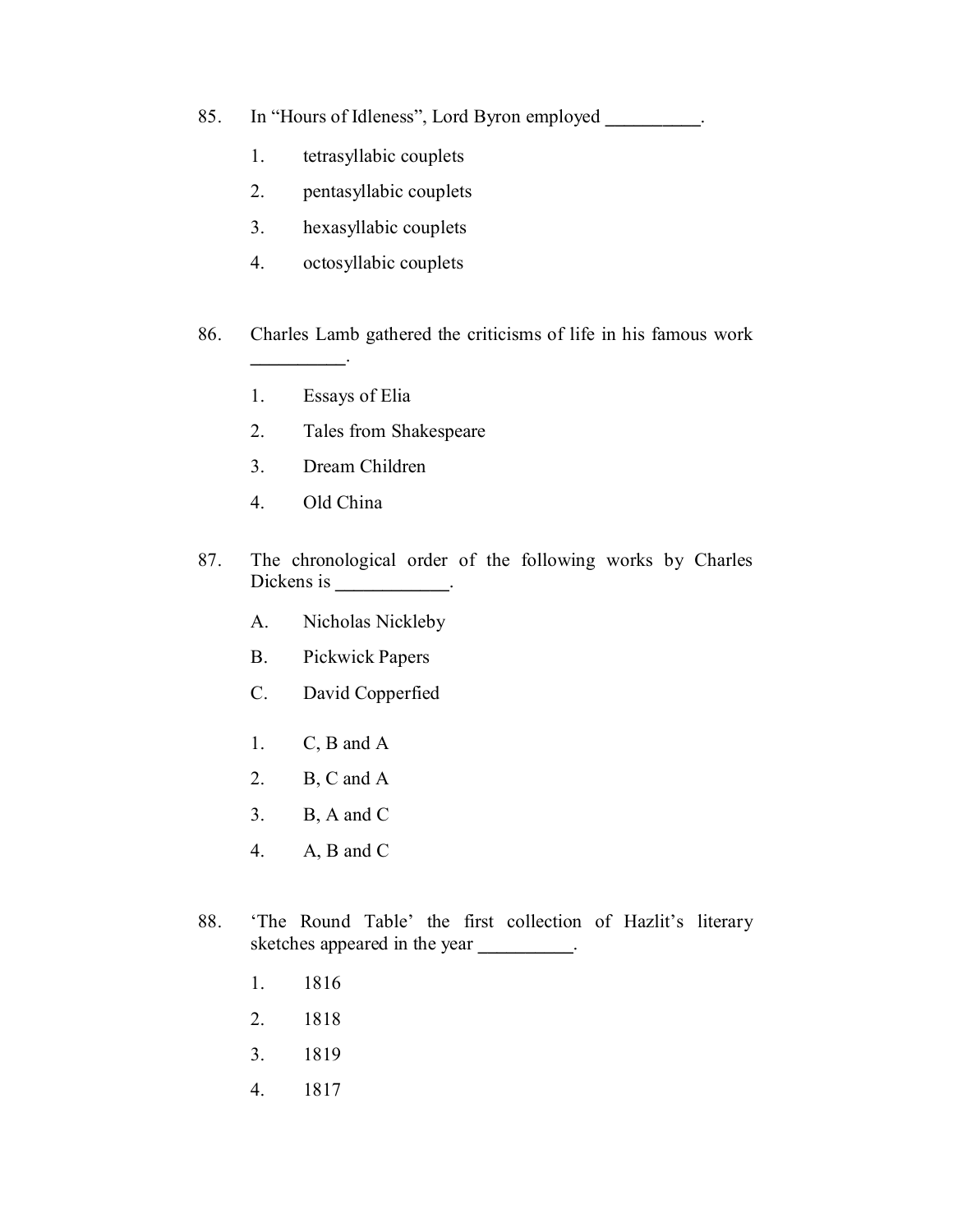85. In "Hours of Idleness", Lord Byron employed __________.

    1. tetrasyllabic couplets
    2. pentasyllabic couplets
    3. hexasyllabic couplets
    4. octosyllabic couplets

86. Charles Lamb gathered the criticisms of life in his famous work __________.

    1. Essays of Elia
    2. Tales from Shakespeare
    3. Dream Children
    4. Old China

87. The chronological order of the following works by Charles Dickens is ____________.

    A. Nicholas Nickleby
    B. Pickwick Papers
    C. David Copperfied

    1. C, B and A
    2. B, C and A
    3. B, A and C
    4. A, B and C

88. 'The Round Table' the first collection of Hazlit's literary sketches appeared in the year __________.

    1. 1816
    2. 1818
    3. 1819
    4. 1817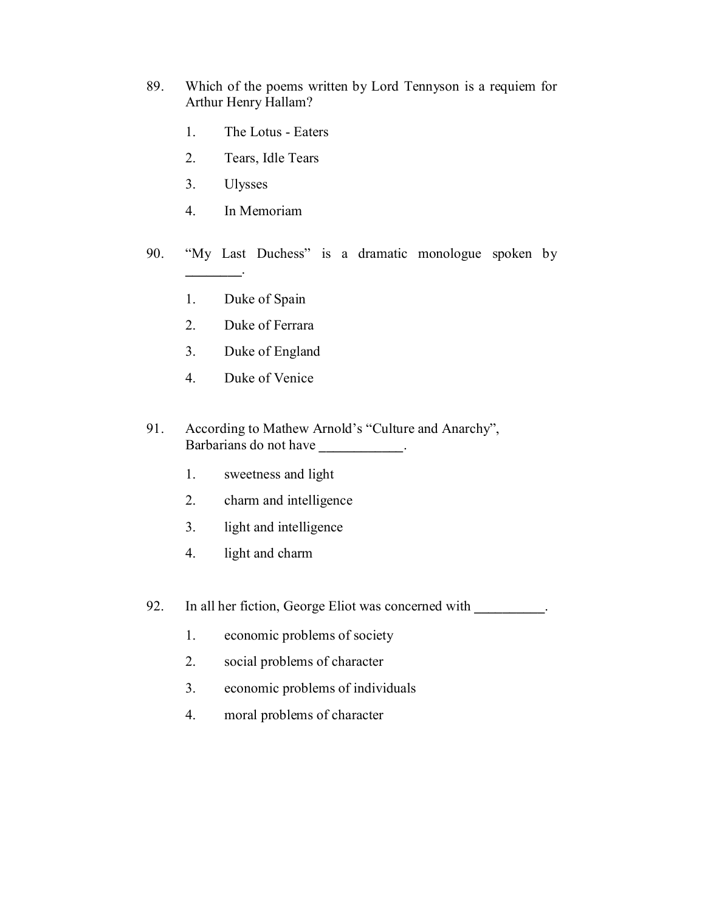89. Which of the poems written by Lord Tennyson is a requiem for Arthur Henry Hallam?

    1. The Lotus - Eaters
    2. Tears, Idle Tears
    3. Ulysses
    4. In Memoriam

90. "My Last Duchess" is a dramatic monologue spoken by ________.

    1. Duke of Spain
    2. Duke of Ferrara
    3. Duke of England
    4. Duke of Venice

91. According to Mathew Arnold's "Culture and Anarchy", Barbarians do not have ___________.

    1. sweetness and light
    2. charm and intelligence
    3. light and intelligence
    4. light and charm

92. In all her fiction, George Eliot was concerned with __________.

    1. economic problems of society
    2. social problems of character
    3. economic problems of individuals
    4. moral problems of character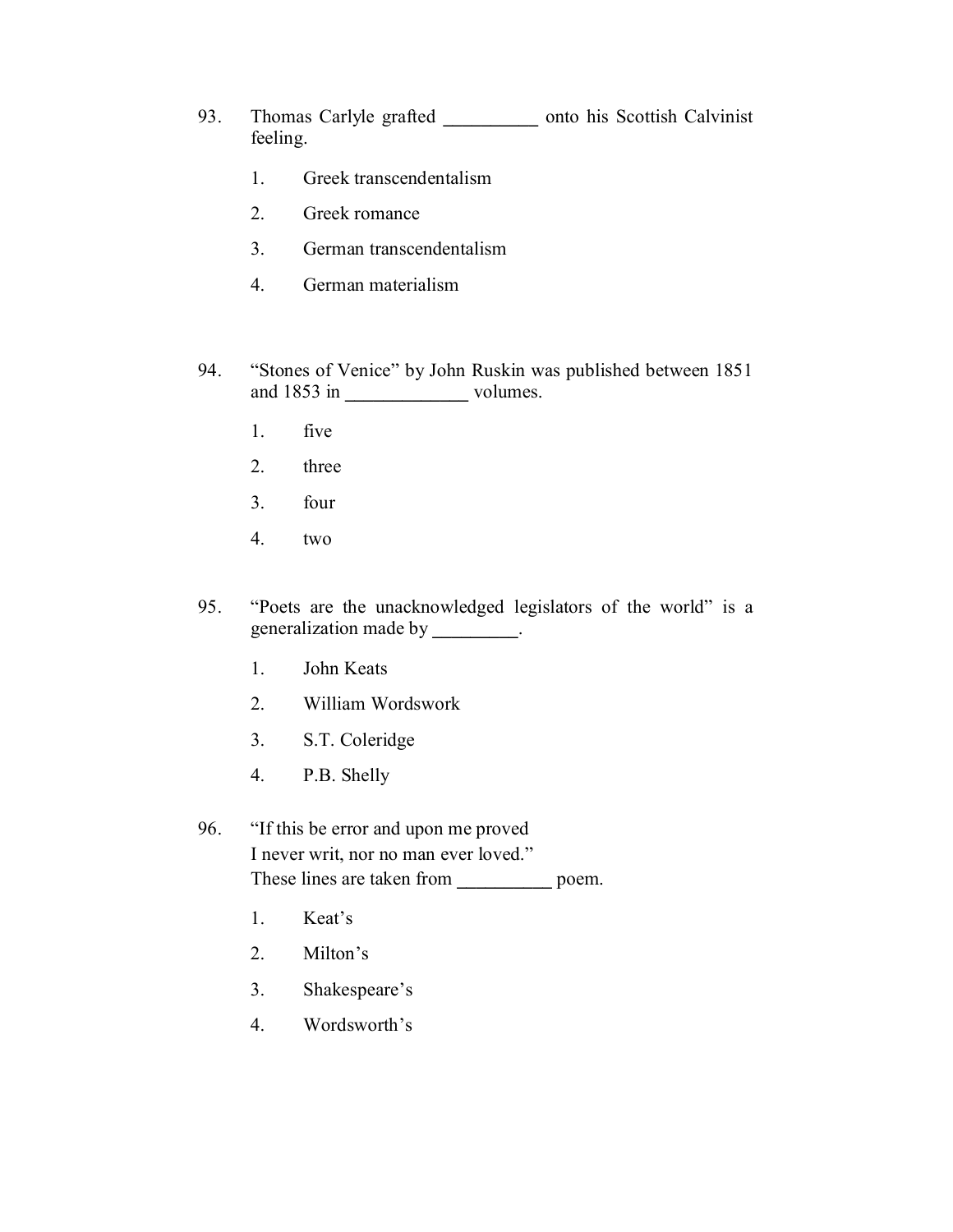93. Thomas Carlyle grafted __________ onto his Scottish Calvinist feeling.

    1. Greek transcendentalism
    2. Greek romance
    3. German transcendentalism
    4. German materialism

94. "Stones of Venice" by John Ruskin was published between 1851 and 1853 in _____________ volumes.

    1. five
    2. three
    3. four
    4. two

95. "Poets are the unacknowledged legislators of the world" is a generalization made by _________.

    1. John Keats
    2. William Wordswork
    3. S.T. Coleridge
    4. P.B. Shelly

96. "If this be error and upon me proved
    I never writ, nor no man ever loved."
    These lines are taken from __________ poem.

    1. Keat's
    2. Milton's
    3. Shakespeare's
    4. Wordsworth's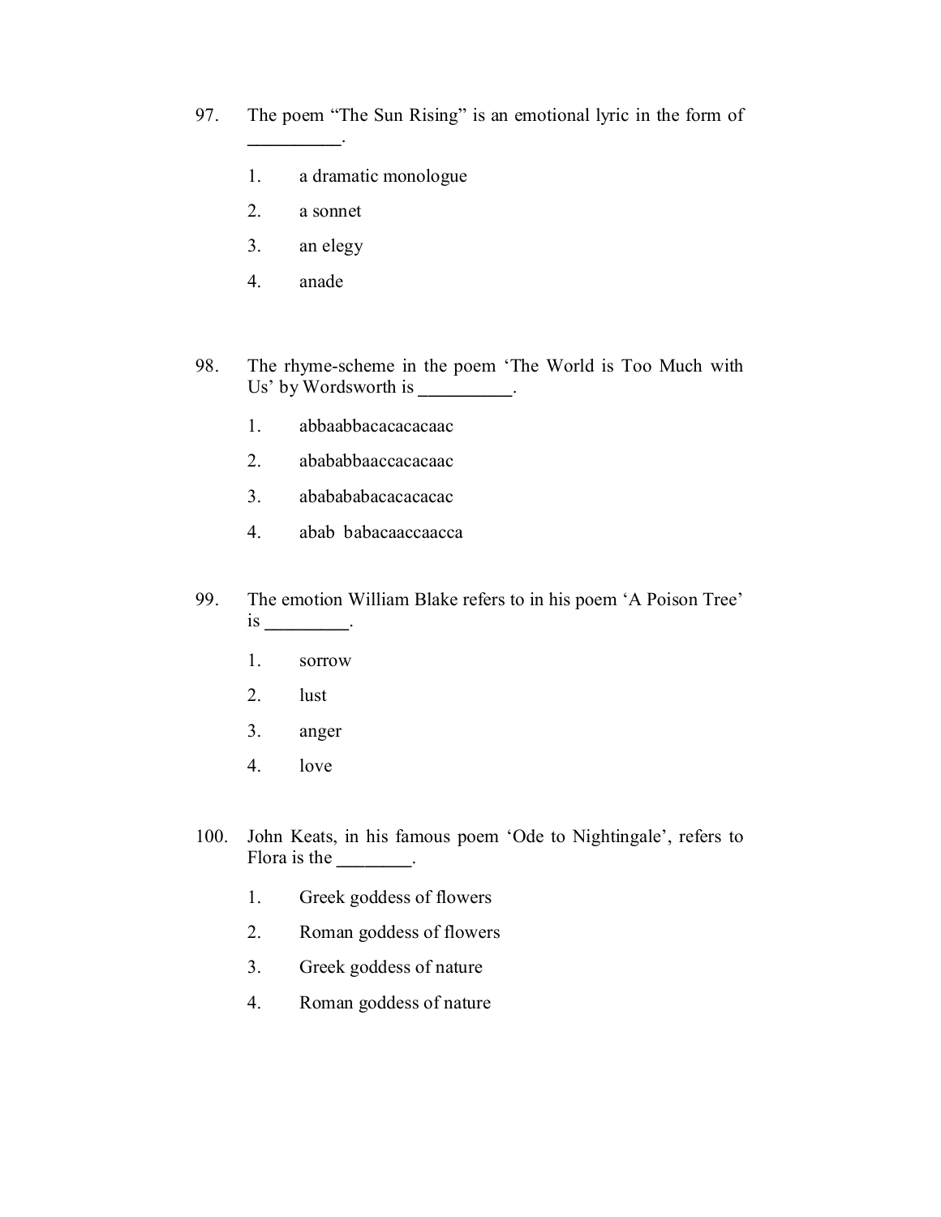97. The poem “The Sun Rising” is an emotional lyric in the form of __________.

   1. a dramatic monologue
   2. a sonnet
   3. an elegy
   4. anade

98. The rhyme-scheme in the poem ‘The World is Too Much with Us’ by Wordsworth is __________.

   1. abbaabbacacacacaac
   2. abababbaaccacacaac
   3. ababababacacacacac
   4. abab babacaaccaacca

99. The emotion William Blake refers to in his poem ‘A Poison Tree’ is _________.

   1. sorrow
   2. lust
   3. anger
   4. love

100. John Keats, in his famous poem ‘Ode to Nightingale’, refers to Flora is the ________.

   1. Greek goddess of flowers
   2. Roman goddess of flowers
   3. Greek goddess of nature
   4. Roman goddess of nature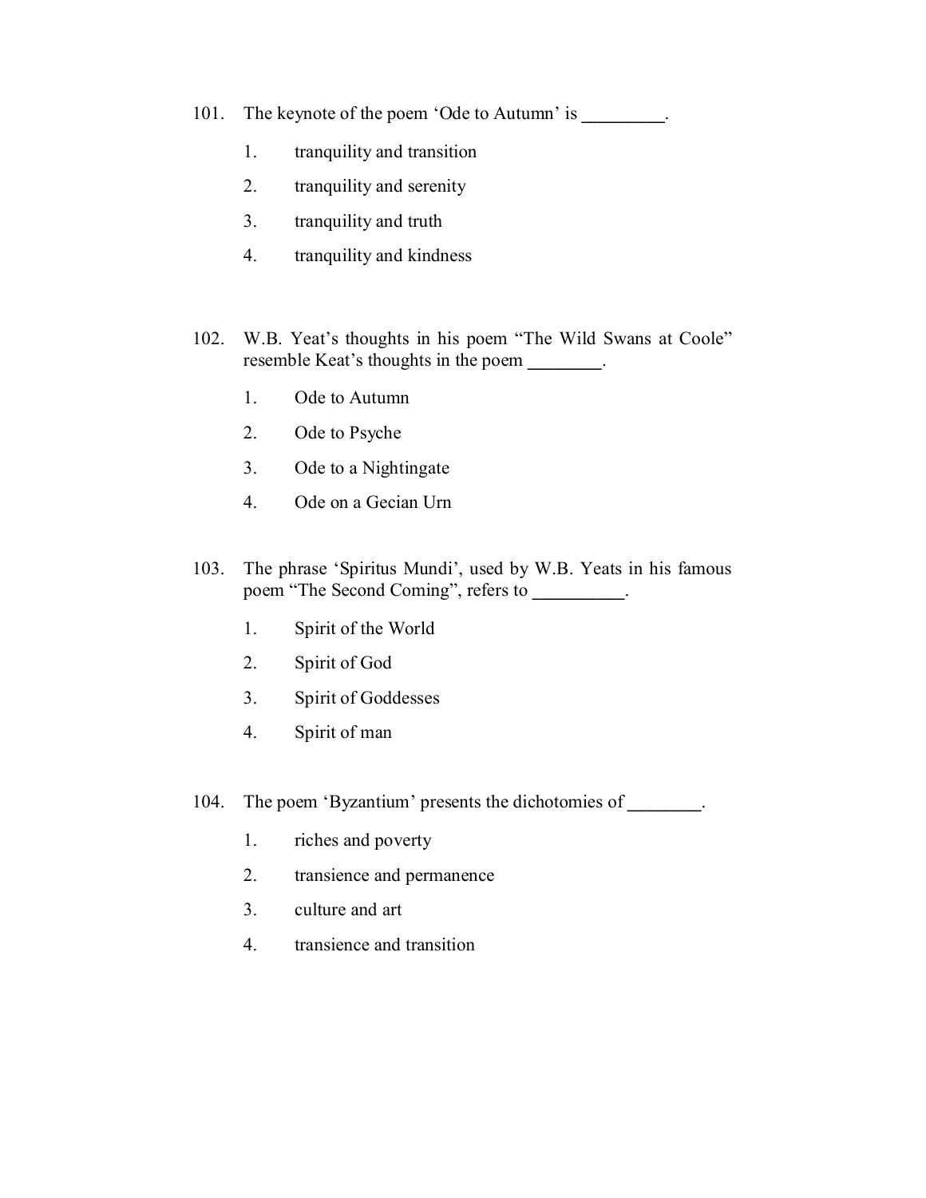101. The keynote of the poem 'Ode to Autumn' is _________.

   1. tranquility and transition
   2. tranquility and serenity
   3. tranquility and truth
   4. tranquility and kindness

102. W.B. Yeat's thoughts in his poem "The Wild Swans at Coole" resemble Keat's thoughts in the poem ________.

   1. Ode to Autumn
   2. Ode to Psyche
   3. Ode to a Nightingate
   4. Ode on a Gecian Urn

103. The phrase 'Spiritus Mundi', used by W.B. Yeats in his famous poem "The Second Coming", refers to __________.

   1. Spirit of the World
   2. Spirit of God
   3. Spirit of Goddesses
   4. Spirit of man

104. The poem 'Byzantium' presents the dichotomies of ________.

   1. riches and poverty
   2. transience and permanence
   3. culture and art
   4. transience and transition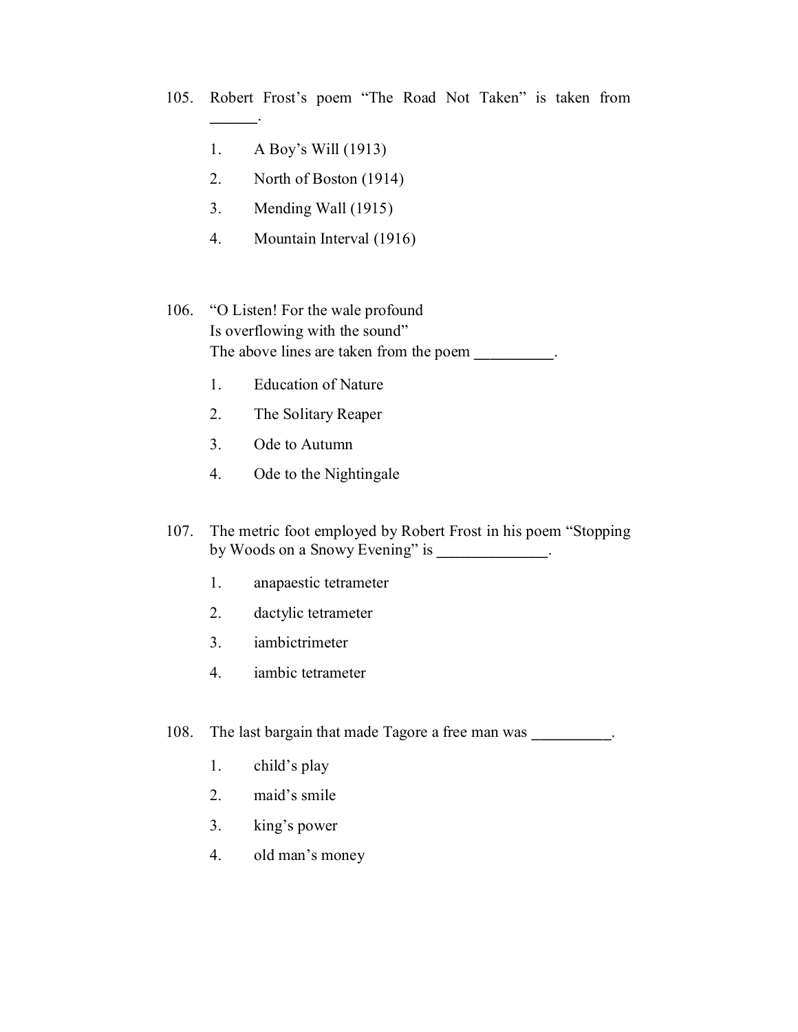105. Robert Frost's poem "The Road Not Taken" is taken from ______.

1. A Boy's Will (1913)
2. North of Boston (1914)
3. Mending Wall (1915)
4. Mountain Interval (1916)

106. "O Listen! For the wale profound
Is overflowing with the sound"
The above lines are taken from the poem __________.

1. Education of Nature
2. The Solitary Reaper
3. Ode to Autumn
4. Ode to the Nightingale

107. The metric foot employed by Robert Frost in his poem "Stopping by Woods on a Snowy Evening" is ______________.

1. anapaestic tetrameter
2. dactylic tetrameter
3. iambictrimeter
4. iambic tetrameter

108. The last bargain that made Tagore a free man was __________.

1. child's play
2. maid's smile
3. king's power
4. old man's money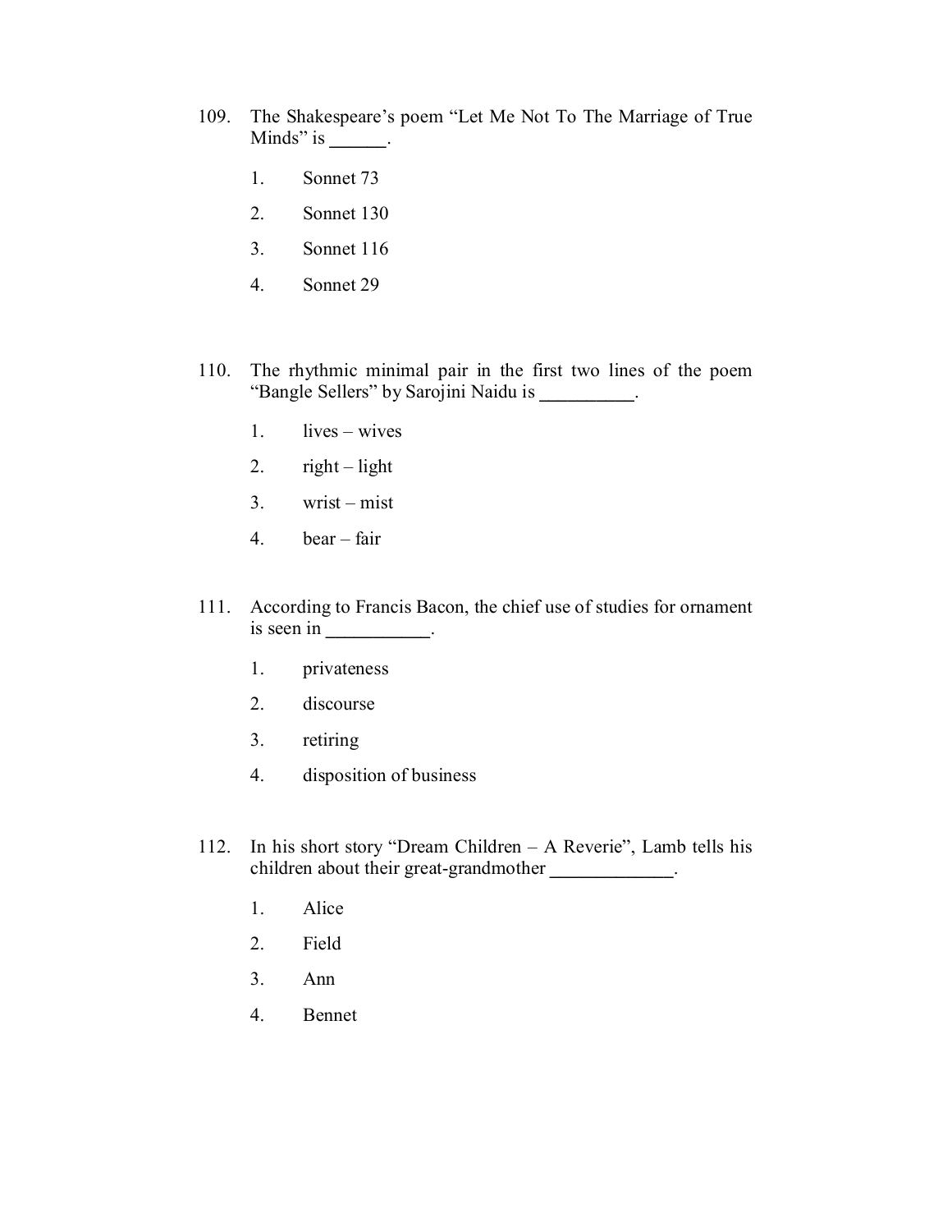109. The Shakespeare's poem "Let Me Not To The Marriage of True Minds" is ______.

   1. Sonnet 73
   2. Sonnet 130
   3. Sonnet 116
   4. Sonnet 29

110. The rhythmic minimal pair in the first two lines of the poem "Bangle Sellers" by Sarojini Naidu is __________.

   1. lives – wives
   2. right – light
   3. wrist – mist
   4. bear – fair

111. According to Francis Bacon, the chief use of studies for ornament is seen in ___________.

   1. privateness
   2. discourse
   3. retiring
   4. disposition of business

112. In his short story "Dream Children – A Reverie", Lamb tells his children about their great-grandmother _____________.

   1. Alice
   2. Field
   3. Ann
   4. Bennet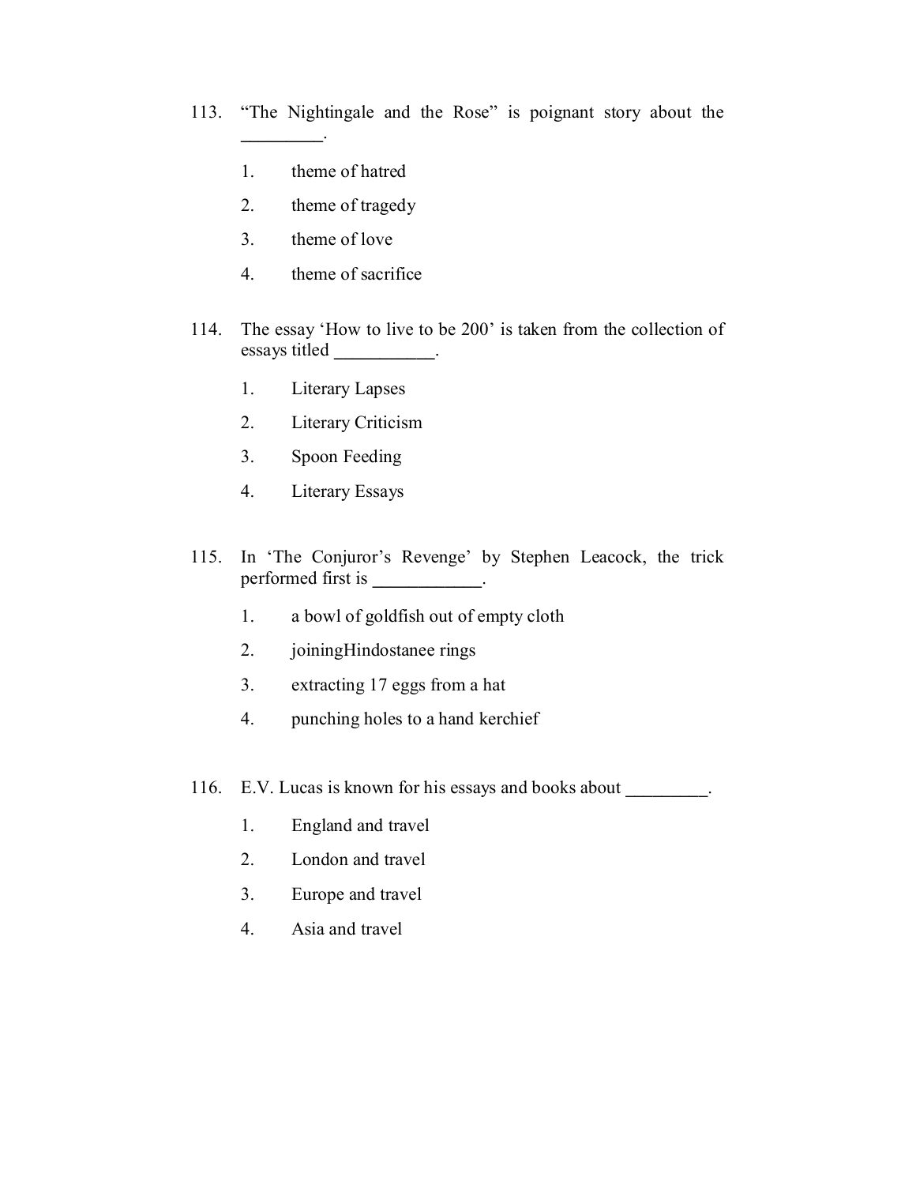113. "The Nightingale and the Rose" is poignant story about the _________.

    1. theme of hatred
    2. theme of tragedy
    3. theme of love
    4. theme of sacrifice

114. The essay 'How to live to be 200' is taken from the collection of essays titled ___________.

    1. Literary Lapses
    2. Literary Criticism
    3. Spoon Feeding
    4. Literary Essays

115. In 'The Conjuror's Revenge' by Stephen Leacock, the trick performed first is ____________.

    1. a bowl of goldfish out of empty cloth
    2. joiningHindostanee rings
    3. extracting 17 eggs from a hat
    4. punching holes to a hand kerchief

116. E.V. Lucas is known for his essays and books about _________.

    1. England and travel
    2. London and travel
    3. Europe and travel
    4. Asia and travel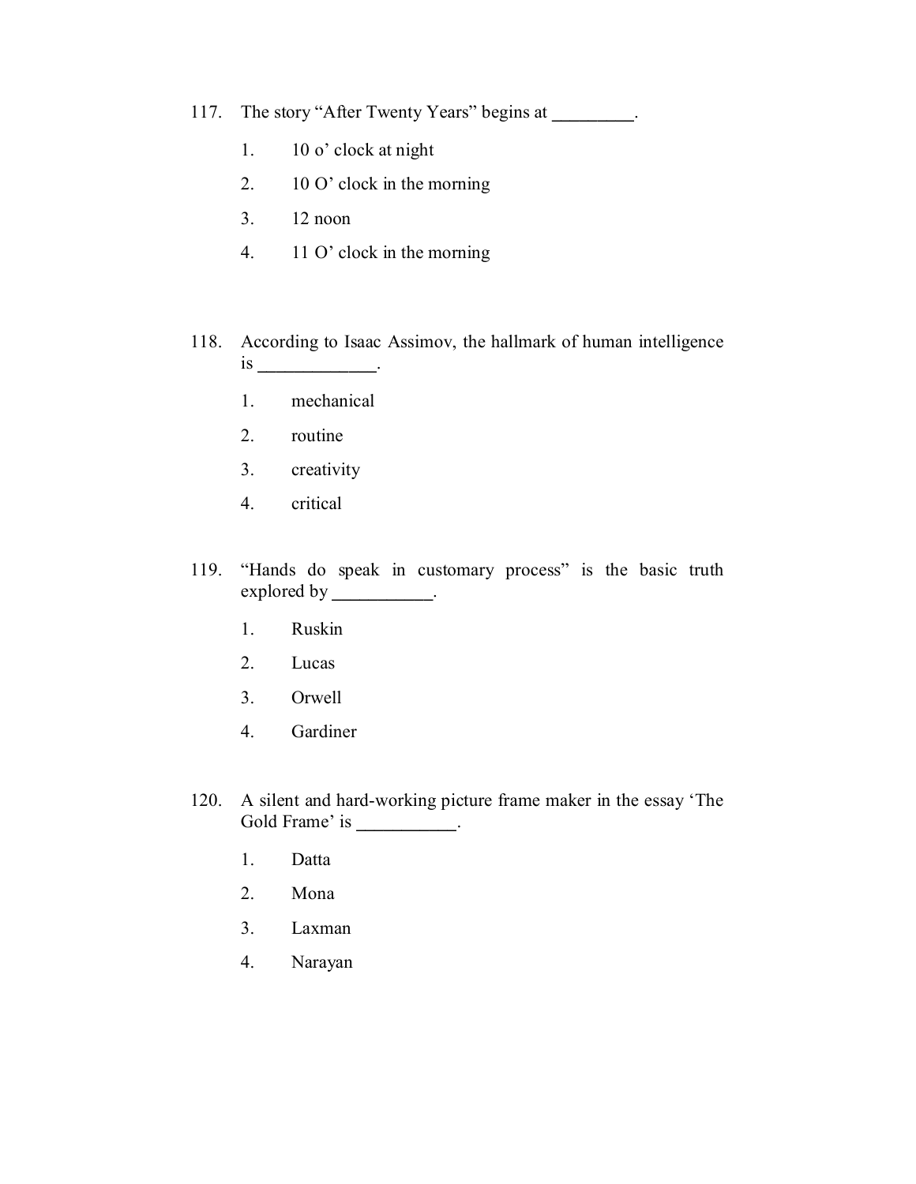117. The story "After Twenty Years" begins at _________.

    1. 10 o' clock at night
    2. 10 O' clock in the morning
    3. 12 noon
    4. 11 O' clock in the morning

118. According to Isaac Assimov, the hallmark of human intelligence is _____________.

    1. mechanical
    2. routine
    3. creativity
    4. critical

119. "Hands do speak in customary process" is the basic truth explored by ___________.

    1. Ruskin
    2. Lucas
    3. Orwell
    4. Gardiner

120. A silent and hard-working picture frame maker in the essay 'The Gold Frame' is ___________.

    1. Datta
    2. Mona
    3. Laxman
    4. Narayan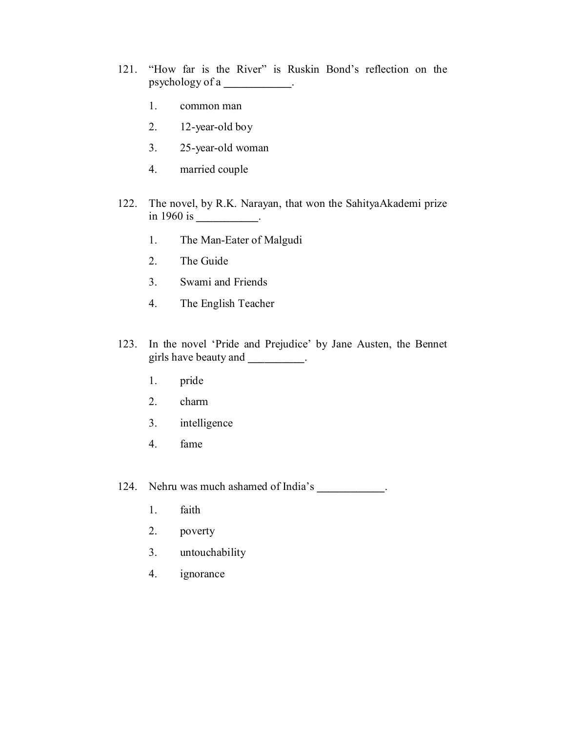121. “How far is the River” is Ruskin Bond’s reflection on the psychology of a ____________.

   1. common man
   2. 12-year-old boy
   3. 25-year-old woman
   4. married couple

122. The novel, by R.K. Narayan, that won the SahityaAkademi prize in 1960 is ___________.

   1. The Man-Eater of Malgudi
   2. The Guide
   3. Swami and Friends
   4. The English Teacher

123. In the novel ‘Pride and Prejudice’ by Jane Austen, the Bennet girls have beauty and __________.

   1. pride
   2. charm
   3. intelligence
   4. fame

124. Nehru was much ashamed of India’s ____________.

   1. faith
   2. poverty
   3. untouchability
   4. ignorance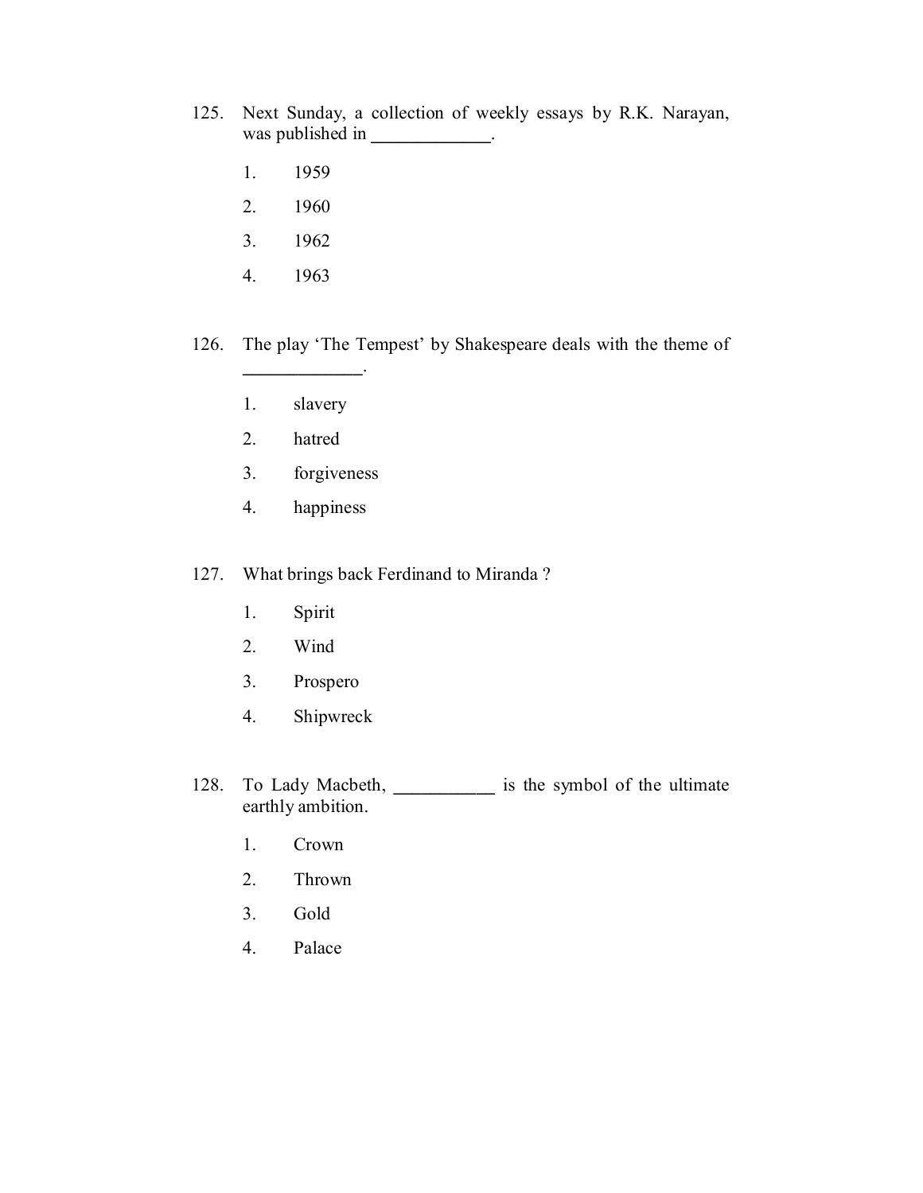125. Next Sunday, a collection of weekly essays by R.K. Narayan, was published in _____________.

   1. 1959
   2. 1960
   3. 1962
   4. 1963

126. The play 'The Tempest' by Shakespeare deals with the theme of _____________.

   1. slavery
   2. hatred
   3. forgiveness
   4. happiness

127. What brings back Ferdinand to Miranda ?

   1. Spirit
   2. Wind
   3. Prospero
   4. Shipwreck

128. To Lady Macbeth, ___________ is the symbol of the ultimate earthly ambition.

   1. Crown
   2. Thrown
   3. Gold
   4. Palace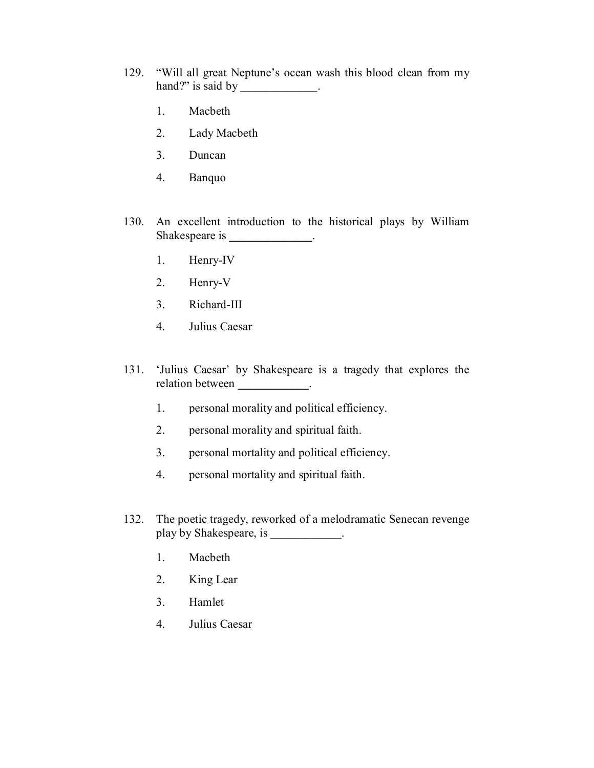129. "Will all great Neptune's ocean wash this blood clean from my hand?" is said by _____________.

    1. Macbeth
    2. Lady Macbeth
    3. Duncan
    4. Banquo

130. An excellent introduction to the historical plays by William Shakespeare is ______________.

    1. Henry-IV
    2. Henry-V
    3. Richard-III
    4. Julius Caesar

131. 'Julius Caesar' by Shakespeare is a tragedy that explores the relation between ____________.

    1. personal morality and political efficiency.
    2. personal morality and spiritual faith.
    3. personal mortality and political efficiency.
    4. personal mortality and spiritual faith.

132. The poetic tragedy, reworked of a melodramatic Senecan revenge play by Shakespeare, is ____________.

    1. Macbeth
    2. King Lear
    3. Hamlet
    4. Julius Caesar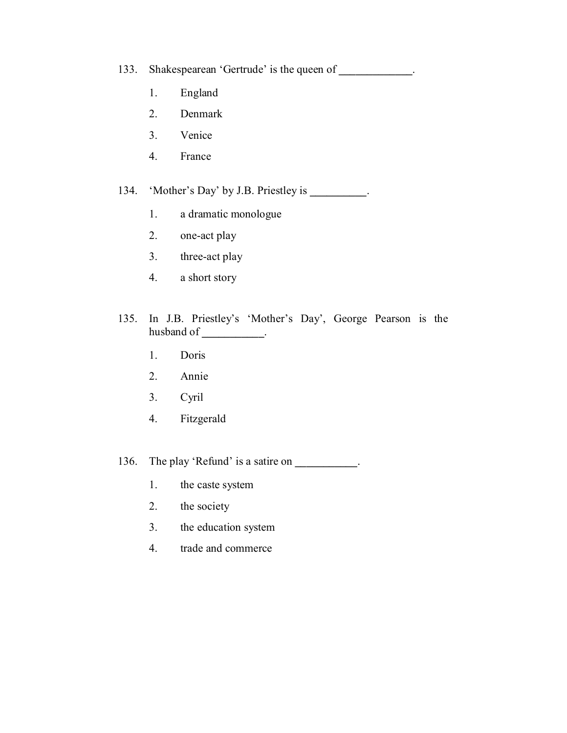133. Shakespearean ‘Gertrude’ is the queen of _____________.

1. England
2. Denmark
3. Venice
4. France

134. ‘Mother’s Day’ by J.B. Priestley is __________.

1. a dramatic monologue
2. one-act play
3. three-act play
4. a short story

135. In J.B. Priestley’s ‘Mother’s Day’, George Pearson is the husband of ___________.

1. Doris
2. Annie
3. Cyril
4. Fitzgerald

136. The play ‘Refund’ is a satire on ___________.

1. the caste system
2. the society
3. the education system
4. trade and commerce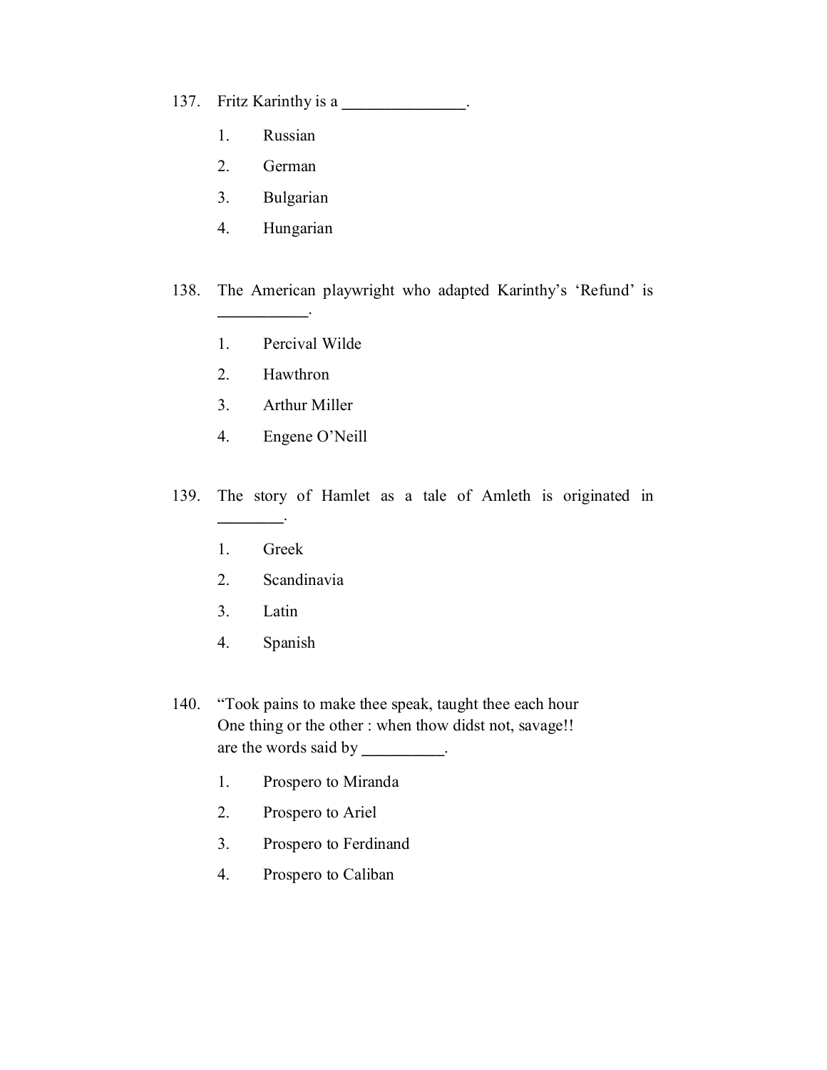137. Fritz Karinthy is a _______________.

1. Russian
2. German
3. Bulgarian
4. Hungarian

138. The American playwright who adapted Karinthy's 'Refund' is ___________.

1. Percival Wilde
2. Hawthron
3. Arthur Miller
4. Engene O'Neill

139. The story of Hamlet as a tale of Amleth is originated in ________.

1. Greek
2. Scandinavia
3. Latin
4. Spanish

140. "Took pains to make thee speak, taught thee each hour
One thing or the other : when thow didst not, savage!!
are the words said by __________.

1. Prospero to Miranda
2. Prospero to Ariel
3. Prospero to Ferdinand
4. Prospero to Caliban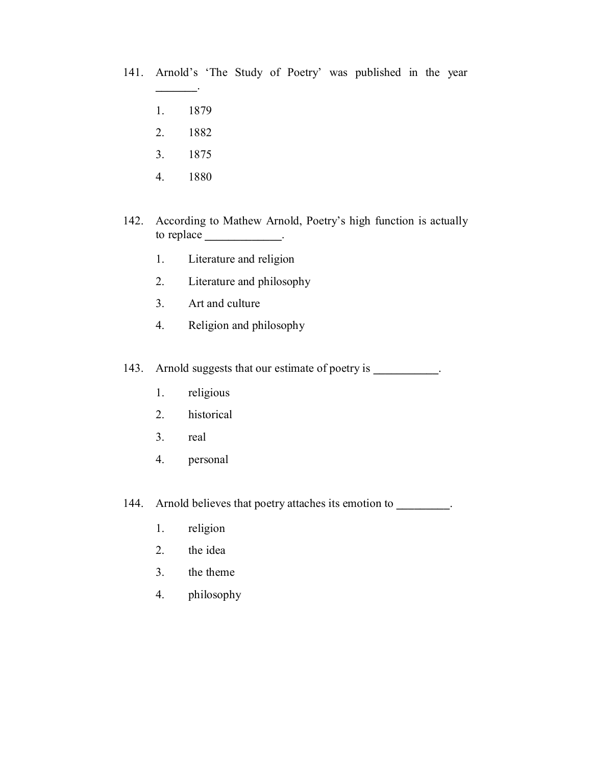141. Arnold's 'The Study of Poetry' was published in the year _______.

   1. 1879
   2. 1882
   3. 1875
   4. 1880

142. According to Mathew Arnold, Poetry's high function is actually to replace _____________.

   1. Literature and religion
   2. Literature and philosophy
   3. Art and culture
   4. Religion and philosophy

143. Arnold suggests that our estimate of poetry is ___________.

   1. religious
   2. historical
   3. real
   4. personal

144. Arnold believes that poetry attaches its emotion to _________.

   1. religion
   2. the idea
   3. the theme
   4. philosophy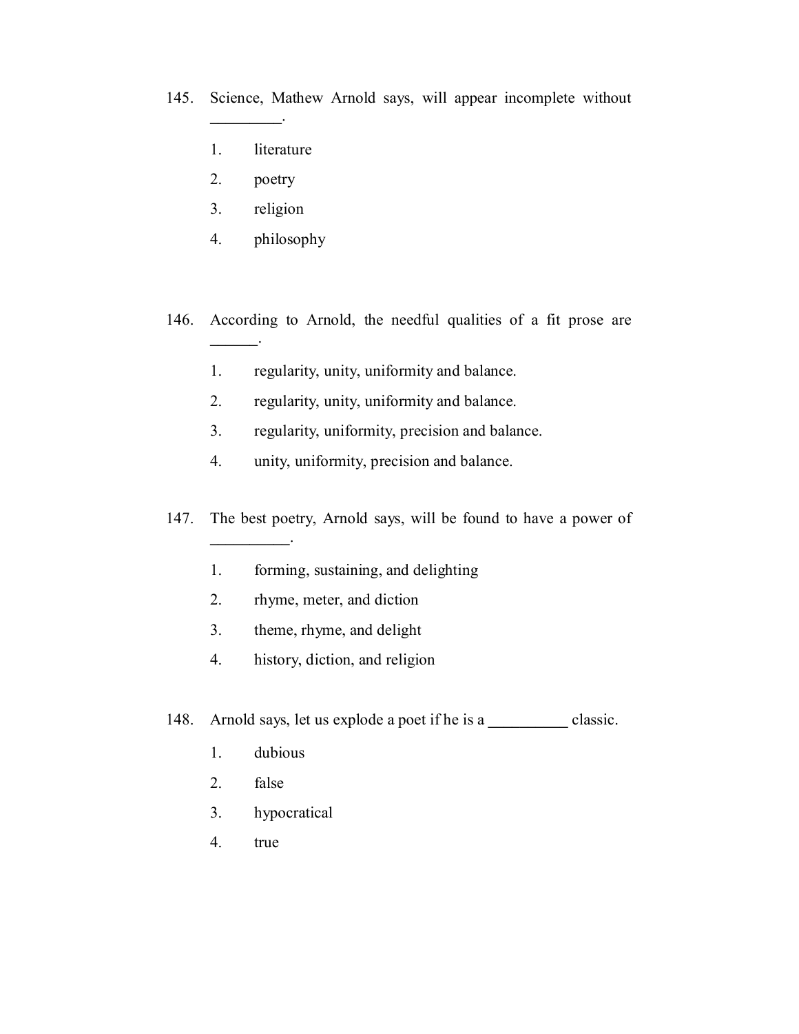145. Science, Mathew Arnold says, will appear incomplete without _________.

   1. literature
   2. poetry
   3. religion
   4. philosophy

146. According to Arnold, the needful qualities of a fit prose are ______.

   1. regularity, unity, uniformity and balance.
   2. regularity, unity, uniformity and balance.
   3. regularity, uniformity, precision and balance.
   4. unity, uniformity, precision and balance.

147. The best poetry, Arnold says, will be found to have a power of __________.

   1. forming, sustaining, and delighting
   2. rhyme, meter, and diction
   3. theme, rhyme, and delight
   4. history, diction, and religion

148. Arnold says, let us explode a poet if he is a __________ classic.

   1. dubious
   2. false
   3. hypocratical
   4. true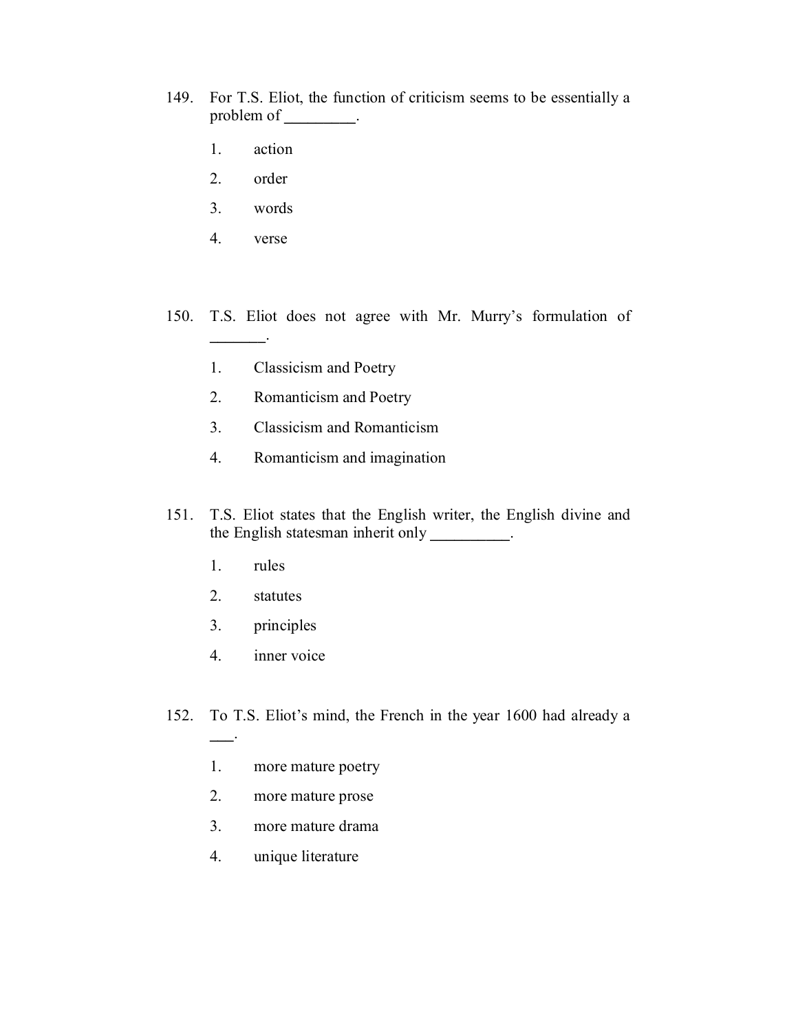149. For T.S. Eliot, the function of criticism seems to be essentially a problem of _________.

 1. action
 2. order
 3. words
 4. verse

150. T.S. Eliot does not agree with Mr. Murry's formulation of _______.

 1. Classicism and Poetry
 2. Romanticism and Poetry
 3. Classicism and Romanticism
 4. Romanticism and imagination

151. T.S. Eliot states that the English writer, the English divine and the English statesman inherit only __________.

 1. rules
 2. statutes
 3. principles
 4. inner voice

152. To T.S. Eliot's mind, the French in the year 1600 had already a ___.

 1. more mature poetry
 2. more mature prose
 3. more mature drama
 4. unique literature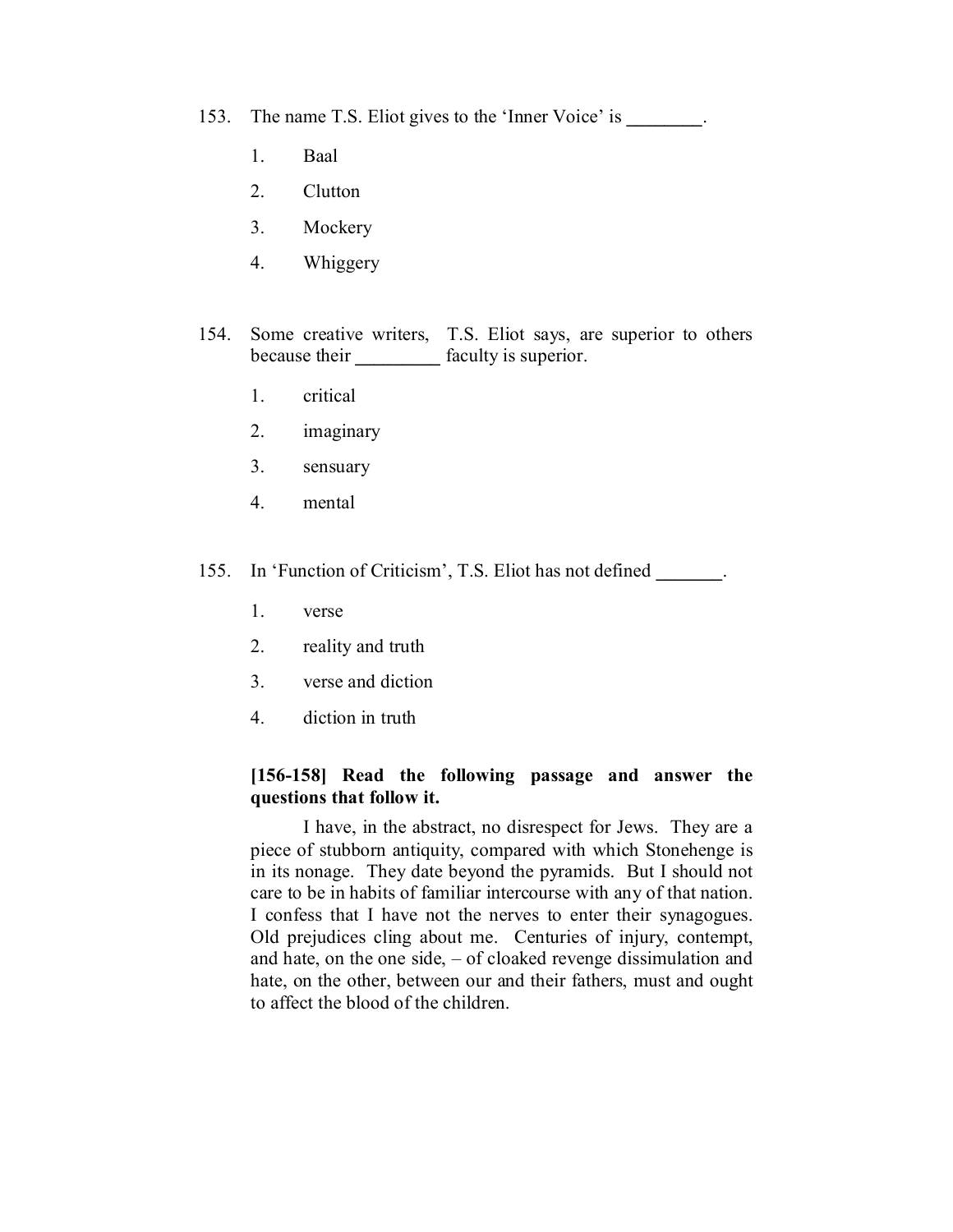153. The name T.S. Eliot gives to the 'Inner Voice' is ________.

   1. Baal
   2. Clutton
   3. Mockery
   4. Whiggery

154. Some creative writers, T.S. Eliot says, are superior to others because their _________ faculty is superior.

   1. critical
   2. imaginary
   3. sensuary
   4. mental

155. In 'Function of Criticism', T.S. Eliot has not defined _______.

   1. verse
   2. reality and truth
   3. verse and diction
   4. diction in truth

**[156-158] Read the following passage and answer the questions that follow it.**

I have, in the abstract, no disrespect for Jews. They are a piece of stubborn antiquity, compared with which Stonehenge is in its nonage. They date beyond the pyramids. But I should not care to be in habits of familiar intercourse with any of that nation. I confess that I have not the nerves to enter their synagogues. Old prejudices cling about me. Centuries of injury, contempt, and hate, on the one side, – of cloaked revenge dissimulation and hate, on the other, between our and their fathers, must and ought to affect the blood of the children.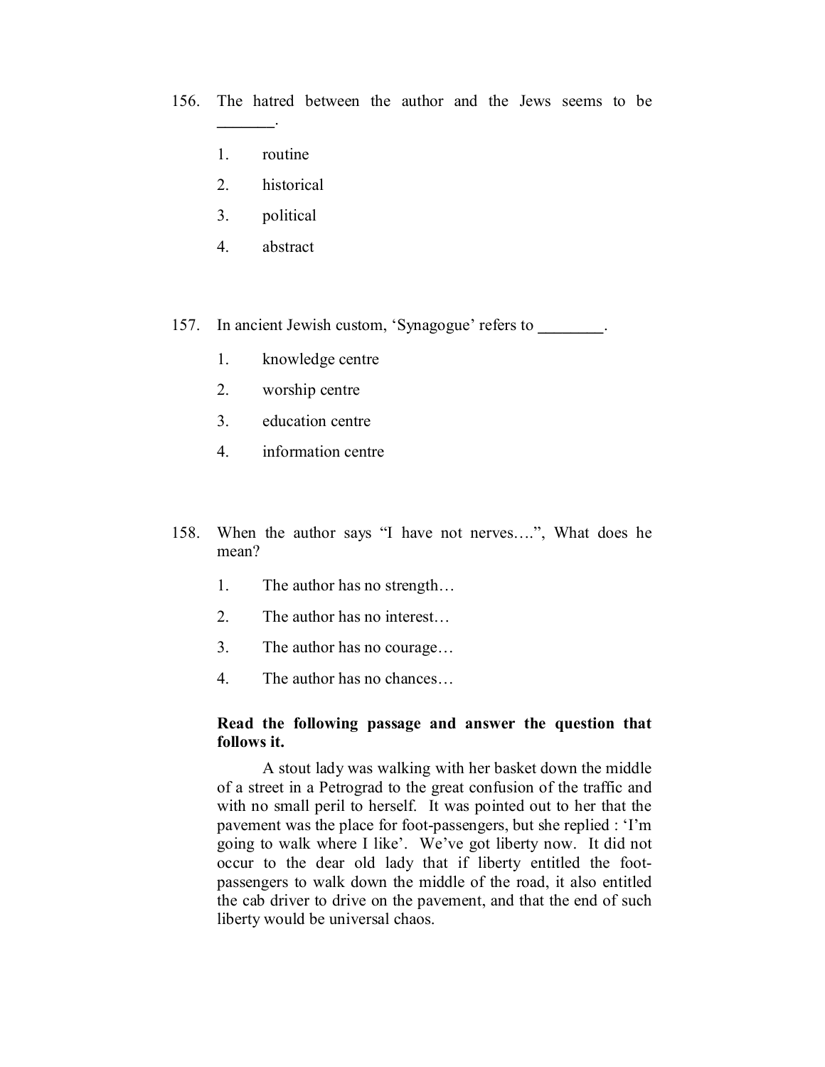156. The hatred between the author and the Jews seems to be _______.

 1. routine
 2. historical
 3. political
 4. abstract

157. In ancient Jewish custom, 'Synagogue' refers to ________.

 1. knowledge centre
 2. worship centre
 3. education centre
 4. information centre

158. When the author says "I have not nerves….", What does he mean?

 1. The author has no strength…
 2. The author has no interest…
 3. The author has no courage…
 4. The author has no chances…

**Read the following passage and answer the question that follows it.**

A stout lady was walking with her basket down the middle of a street in a Petrograd to the great confusion of the traffic and with no small peril to herself. It was pointed out to her that the pavement was the place for foot-passengers, but she replied : 'I'm going to walk where I like'. We've got liberty now. It did not occur to the dear old lady that if liberty entitled the foot-passengers to walk down the middle of the road, it also entitled the cab driver to drive on the pavement, and that the end of such liberty would be universal chaos.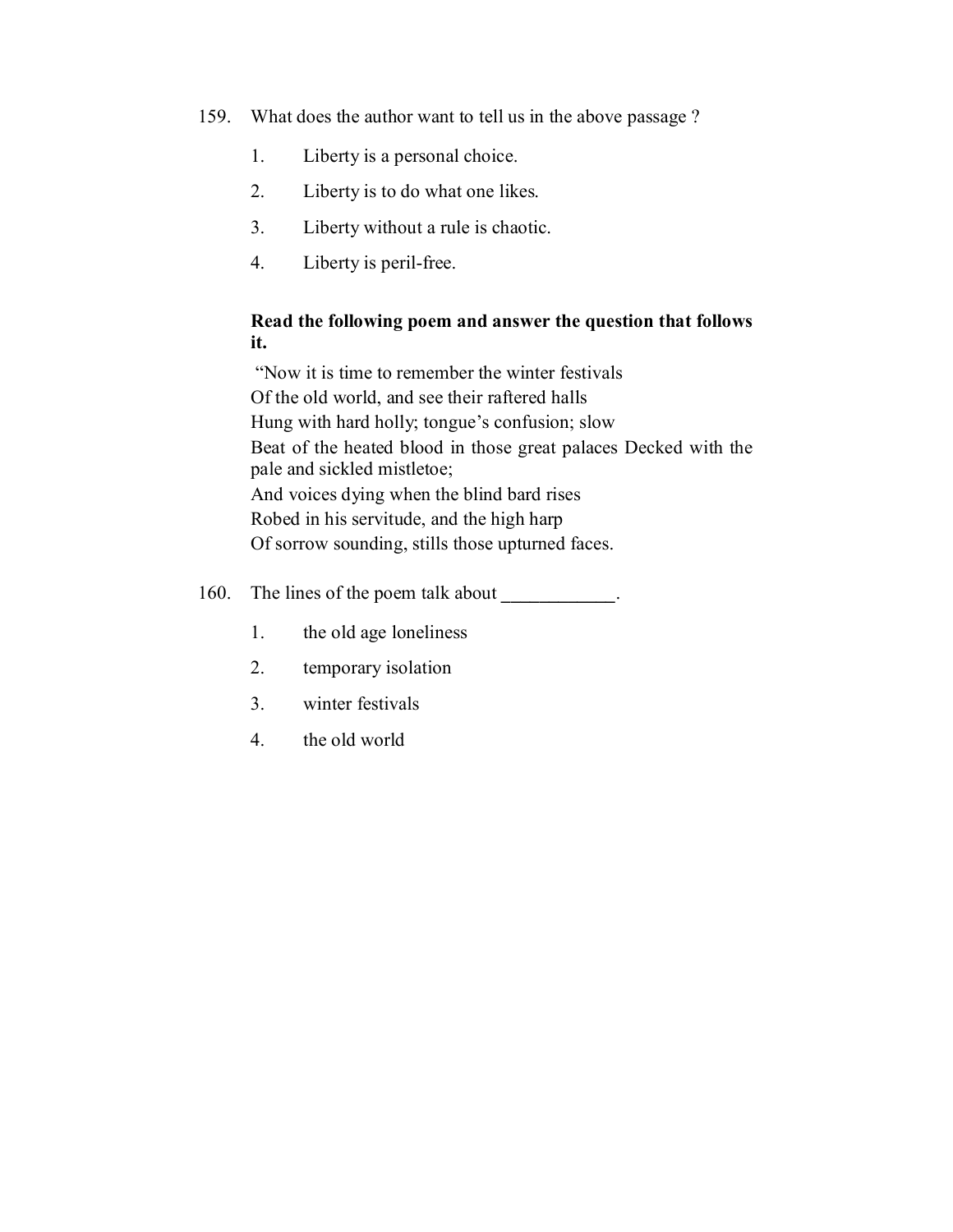159. What does the author want to tell us in the above passage ?

1. Liberty is a personal choice.
2. Liberty is to do what one likes.
3. Liberty without a rule is chaotic.
4. Liberty is peril-free.

**Read the following poem and answer the question that follows it.**

"Now it is time to remember the winter festivals
Of the old world, and see their raftered halls
Hung with hard holly; tongue's confusion; slow
Beat of the heated blood in those great palaces Decked with the pale and sickled mistletoe;
And voices dying when the blind bard rises
Robed in his servitude, and the high harp
Of sorrow sounding, stills those upturned faces.

160. The lines of the poem talk about ____________.

1. the old age loneliness
2. temporary isolation
3. winter festivals
4. the old world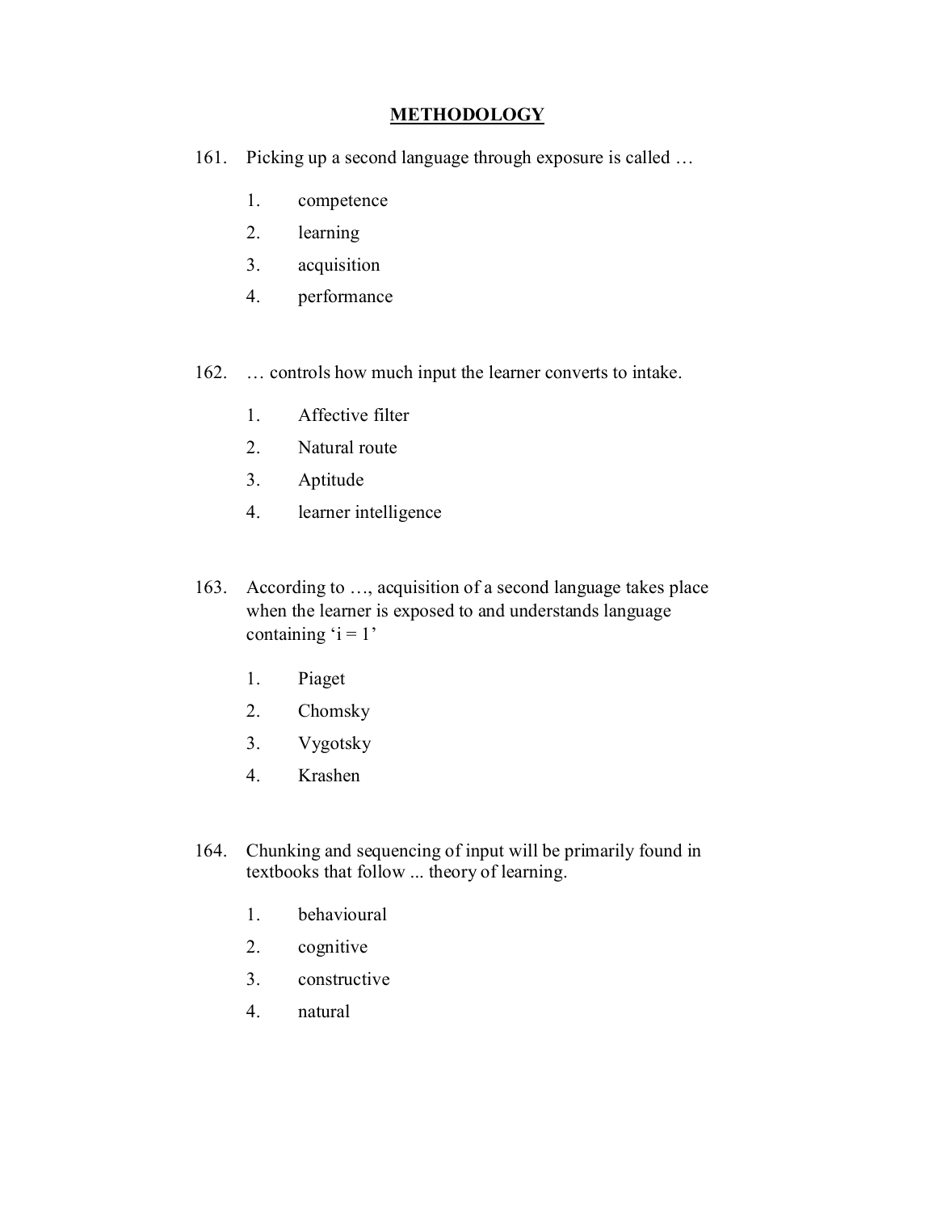## METHODOLOGY

161. Picking up a second language through exposure is called …

   1. competence
   2. learning
   3. acquisition
   4. performance

162. … controls how much input the learner converts to intake.

   1. Affective filter
   2. Natural route
   3. Aptitude
   4. learner intelligence

163. According to …, acquisition of a second language takes place when the learner is exposed to and understands language containing ‘i = 1’

   1. Piaget
   2. Chomsky
   3. Vygotsky
   4. Krashen

164. Chunking and sequencing of input will be primarily found in textbooks that follow ... theory of learning.

   1. behavioural
   2. cognitive
   3. constructive
   4. natural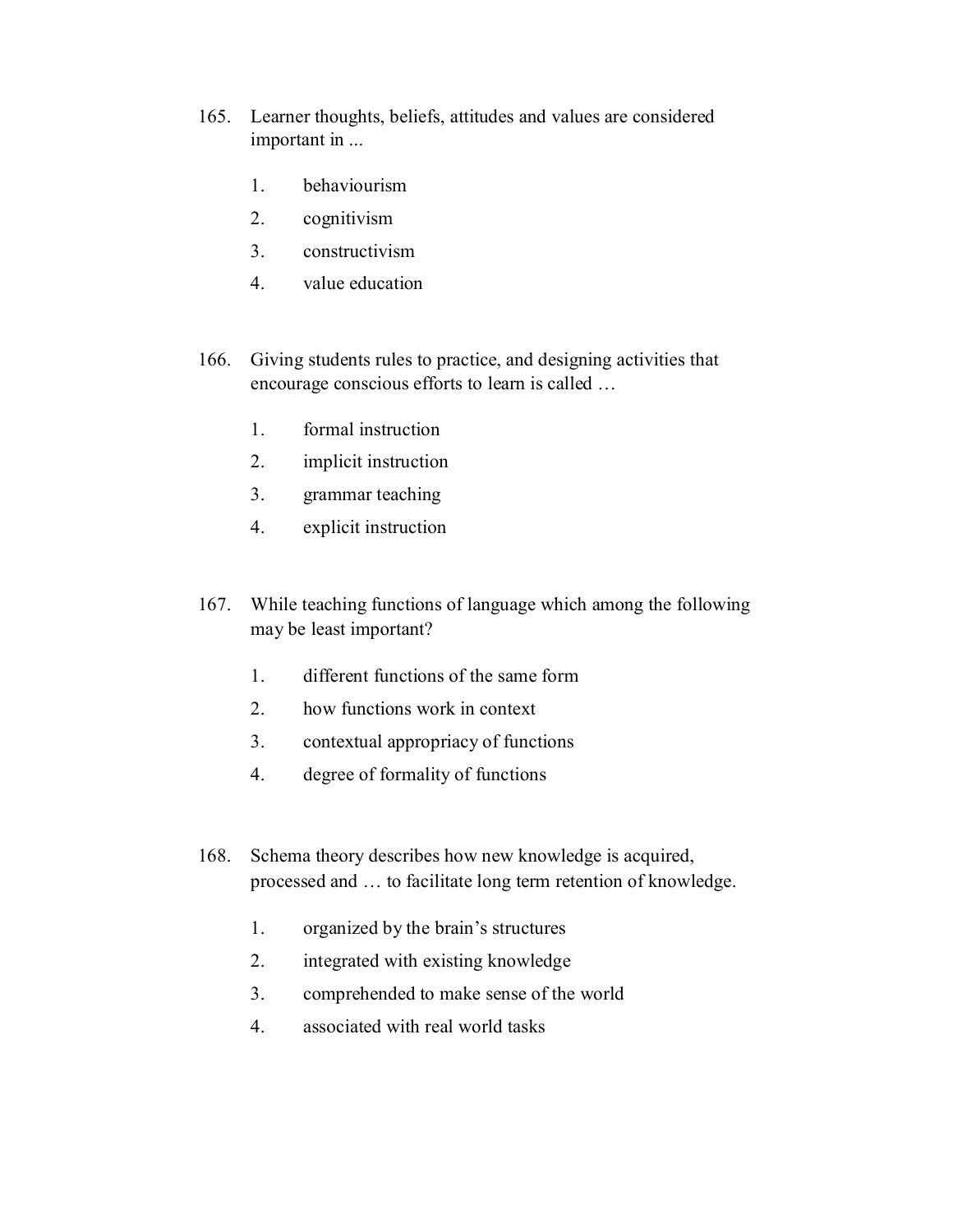165. Learner thoughts, beliefs, attitudes and values are considered important in ...

    1. behaviourism
    2. cognitivism
    3. constructivism
    4. value education

166. Giving students rules to practice, and designing activities that encourage conscious efforts to learn is called …

    1. formal instruction
    2. implicit instruction
    3. grammar teaching
    4. explicit instruction

167. While teaching functions of language which among the following may be least important?

    1. different functions of the same form
    2. how functions work in context
    3. contextual appropriacy of functions
    4. degree of formality of functions

168. Schema theory describes how new knowledge is acquired, processed and … to facilitate long term retention of knowledge.

    1. organized by the brain's structures
    2. integrated with existing knowledge
    3. comprehended to make sense of the world
    4. associated with real world tasks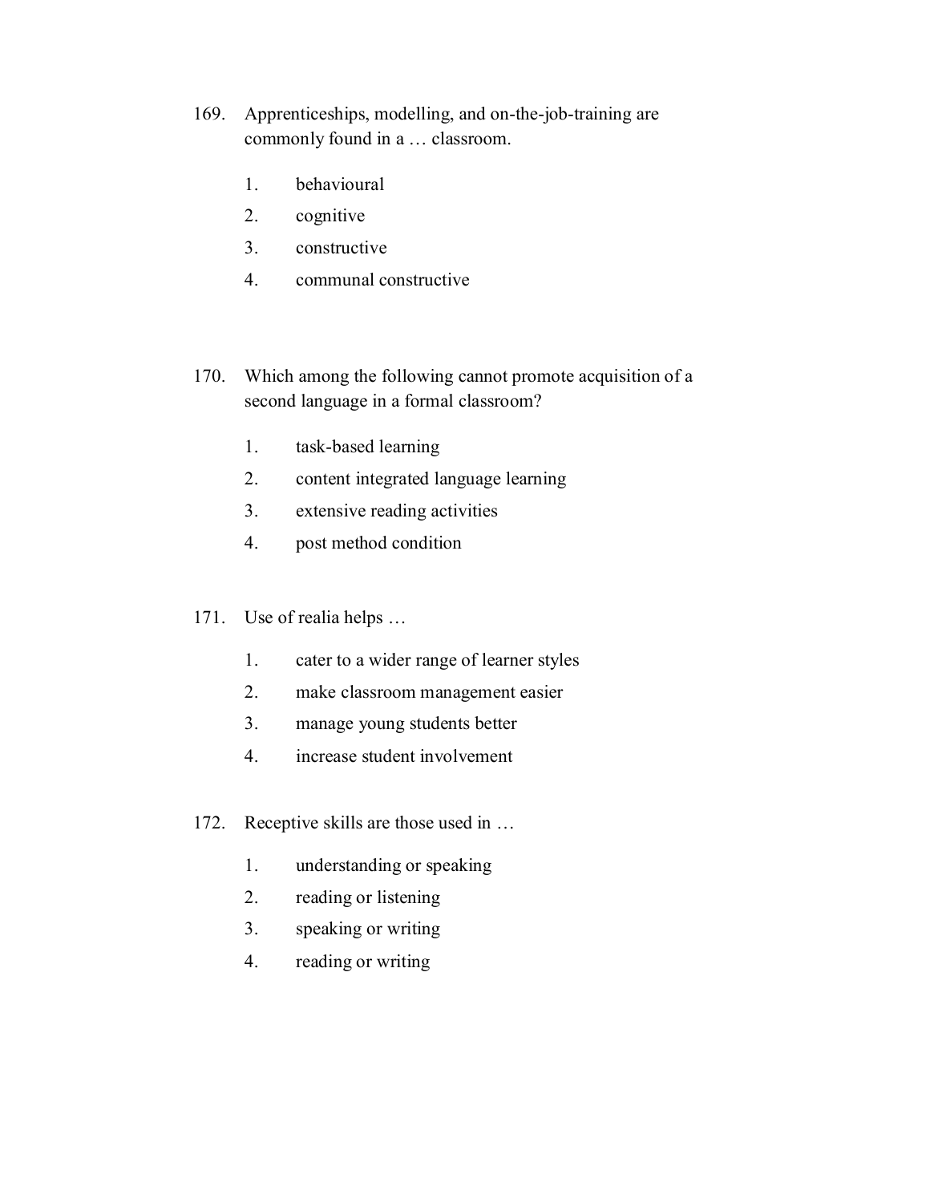169. Apprenticeships, modelling, and on-the-job-training are commonly found in a … classroom.

    1. behavioural
    2. cognitive
    3. constructive
    4. communal constructive

170. Which among the following cannot promote acquisition of a second language in a formal classroom?

    1. task-based learning
    2. content integrated language learning
    3. extensive reading activities
    4. post method condition

171. Use of realia helps …

    1. cater to a wider range of learner styles
    2. make classroom management easier
    3. manage young students better
    4. increase student involvement

172. Receptive skills are those used in …

    1. understanding or speaking
    2. reading or listening
    3. speaking or writing
    4. reading or writing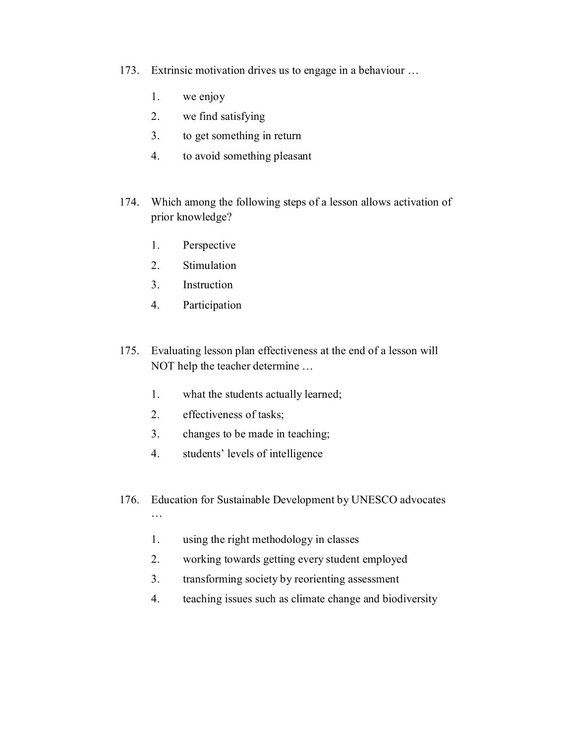173. Extrinsic motivation drives us to engage in a behaviour …

    1. we enjoy
    2. we find satisfying
    3. to get something in return
    4. to avoid something pleasant

174. Which among the following steps of a lesson allows activation of prior knowledge?

    1. Perspective
    2. Stimulation
    3. Instruction
    4. Participation

175. Evaluating lesson plan effectiveness at the end of a lesson will NOT help the teacher determine …

    1. what the students actually learned;
    2. effectiveness of tasks;
    3. changes to be made in teaching;
    4. students' levels of intelligence

176. Education for Sustainable Development by UNESCO advocates …

    1. using the right methodology in classes
    2. working towards getting every student employed
    3. transforming society by reorienting assessment
    4. teaching issues such as climate change and biodiversity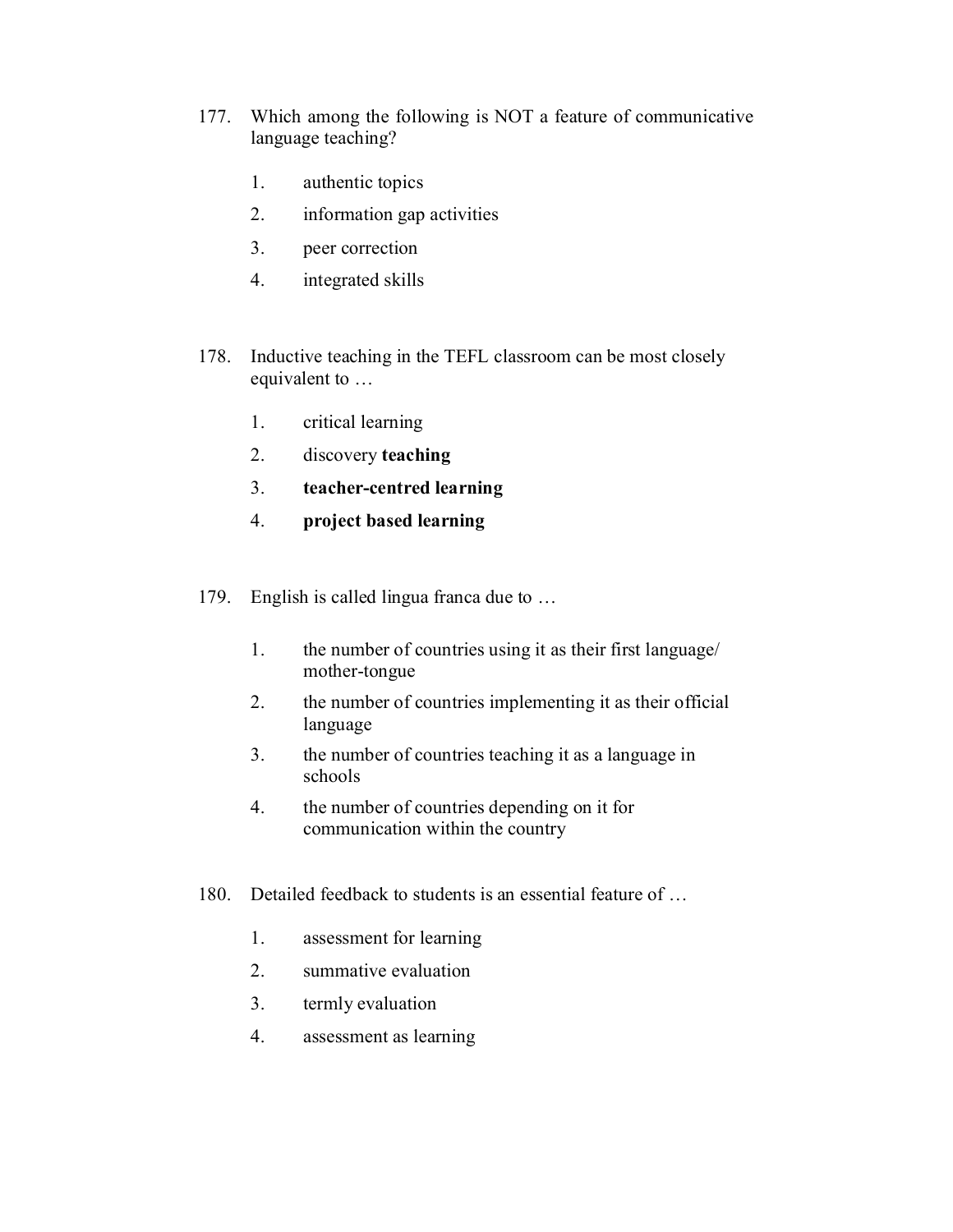177. Which among the following is NOT a feature of communicative language teaching?

   1. authentic topics
   2. information gap activities
   3. peer correction
   4. integrated skills

178. Inductive teaching in the TEFL classroom can be most closely equivalent to …

   1. critical learning
   2. discovery **teaching**
   3. **teacher-centred learning**
   4. **project based learning**

179. English is called lingua franca due to …

   1. the number of countries using it as their first language/ mother-tongue
   2. the number of countries implementing it as their official language
   3. the number of countries teaching it as a language in schools
   4. the number of countries depending on it for communication within the country

180. Detailed feedback to students is an essential feature of …

   1. assessment for learning
   2. summative evaluation
   3. termly evaluation
   4. assessment as learning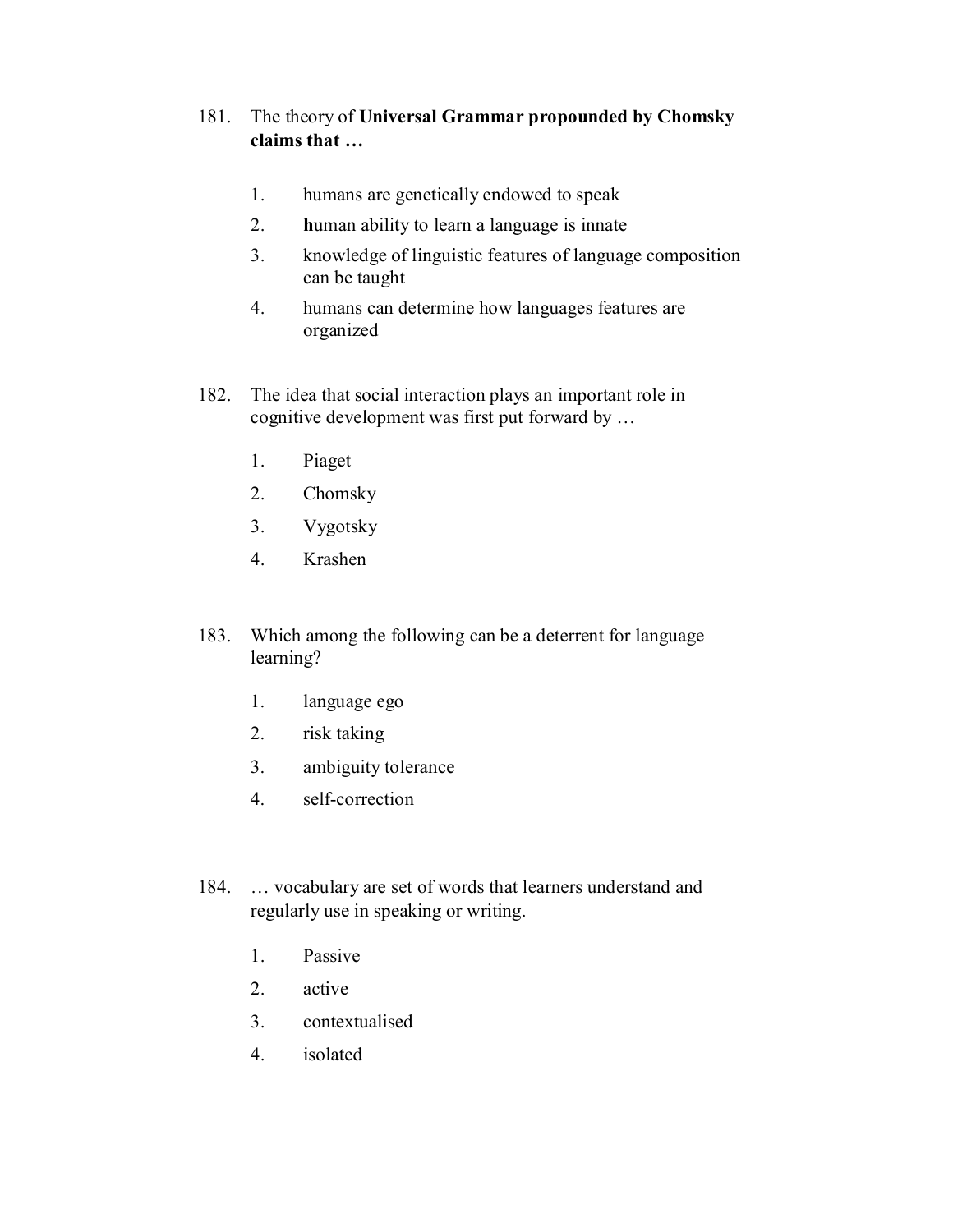181. The theory of **Universal Grammar propounded by Chomsky claims that …**

1. humans are genetically endowed to speak
2. **h**uman ability to learn a language is innate
3. knowledge of linguistic features of language composition can be taught
4. humans can determine how languages features are organized

182. The idea that social interaction plays an important role in cognitive development was first put forward by …

1. Piaget
2. Chomsky
3. Vygotsky
4. Krashen

183. Which among the following can be a deterrent for language learning?

1. language ego
2. risk taking
3. ambiguity tolerance
4. self-correction

184. … vocabulary are set of words that learners understand and regularly use in speaking or writing.

1. Passive
2. active
3. contextualised
4. isolated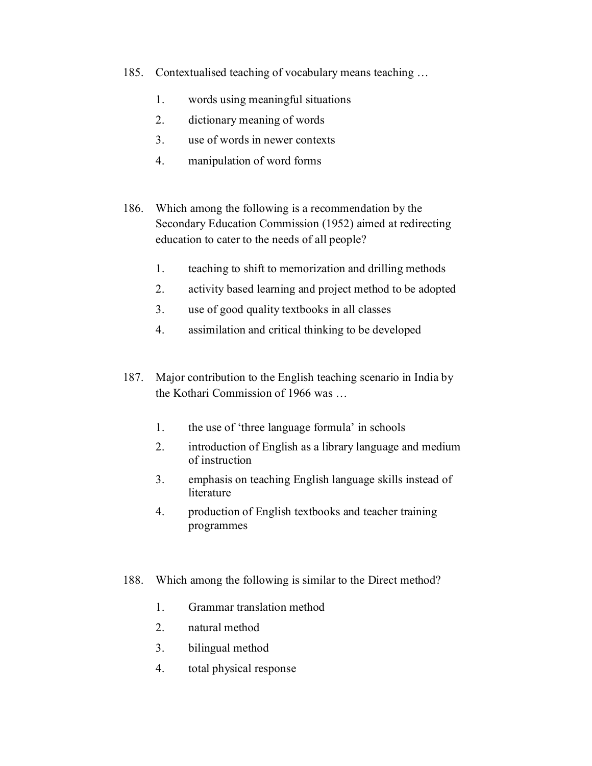185. Contextualised teaching of vocabulary means teaching …

   1. words using meaningful situations
   2. dictionary meaning of words
   3. use of words in newer contexts
   4. manipulation of word forms

186. Which among the following is a recommendation by the Secondary Education Commission (1952) aimed at redirecting education to cater to the needs of all people?

   1. teaching to shift to memorization and drilling methods
   2. activity based learning and project method to be adopted
   3. use of good quality textbooks in all classes
   4. assimilation and critical thinking to be developed

187. Major contribution to the English teaching scenario in India by the Kothari Commission of 1966 was …

   1. the use of 'three language formula' in schools
   2. introduction of English as a library language and medium of instruction
   3. emphasis on teaching English language skills instead of literature
   4. production of English textbooks and teacher training programmes

188. Which among the following is similar to the Direct method?

   1. Grammar translation method
   2. natural method
   3. bilingual method
   4. total physical response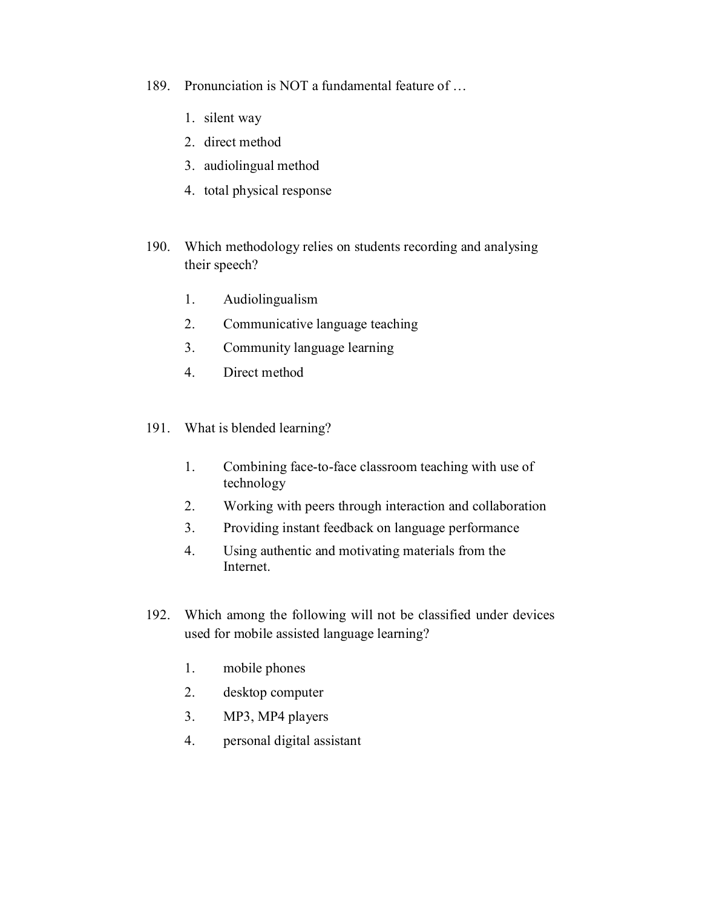189. Pronunciation is NOT a fundamental feature of …

   1. silent way
   2. direct method
   3. audiolingual method
   4. total physical response

190. Which methodology relies on students recording and analysing their speech?

   1. Audiolingualism
   2. Communicative language teaching
   3. Community language learning
   4. Direct method

191. What is blended learning?

   1. Combining face-to-face classroom teaching with use of technology
   2. Working with peers through interaction and collaboration
   3. Providing instant feedback on language performance
   4. Using authentic and motivating materials from the Internet.

192. Which among the following will not be classified under devices used for mobile assisted language learning?

   1. mobile phones
   2. desktop computer
   3. MP3, MP4 players
   4. personal digital assistant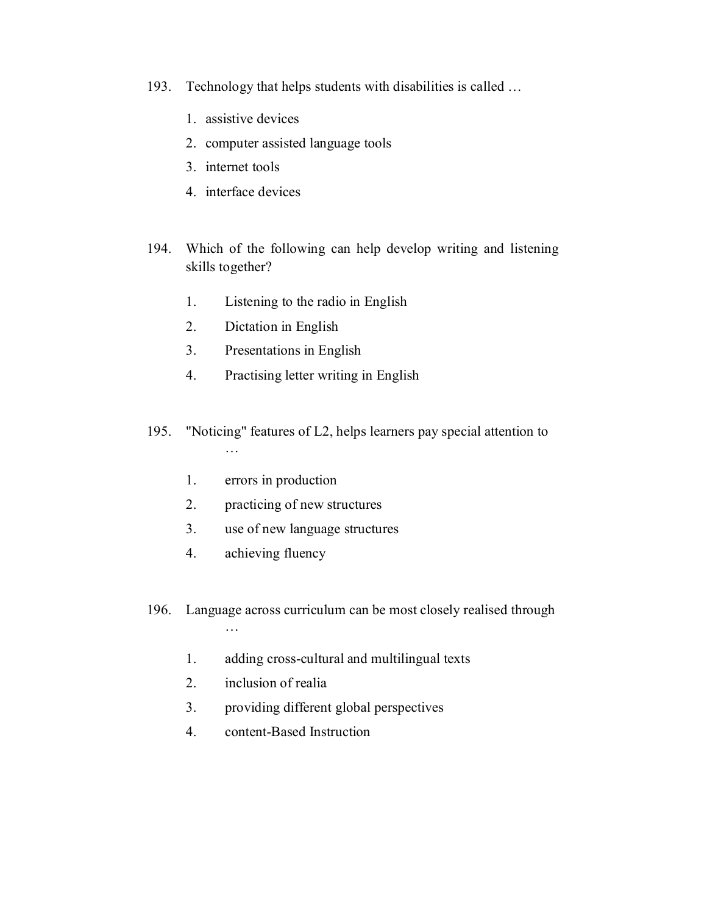193. Technology that helps students with disabilities is called …

    1. assistive devices
    2. computer assisted language tools
    3. internet tools
    4. interface devices

194. Which of the following can help develop writing and listening skills together?

    1. Listening to the radio in English
    2. Dictation in English
    3. Presentations in English
    4. Practising letter writing in English

195. "Noticing" features of L2, helps learners pay special attention to …

    1. errors in production
    2. practicing of new structures
    3. use of new language structures
    4. achieving fluency

196. Language across curriculum can be most closely realised through …

    1. adding cross-cultural and multilingual texts
    2. inclusion of realia
    3. providing different global perspectives
    4. content-Based Instruction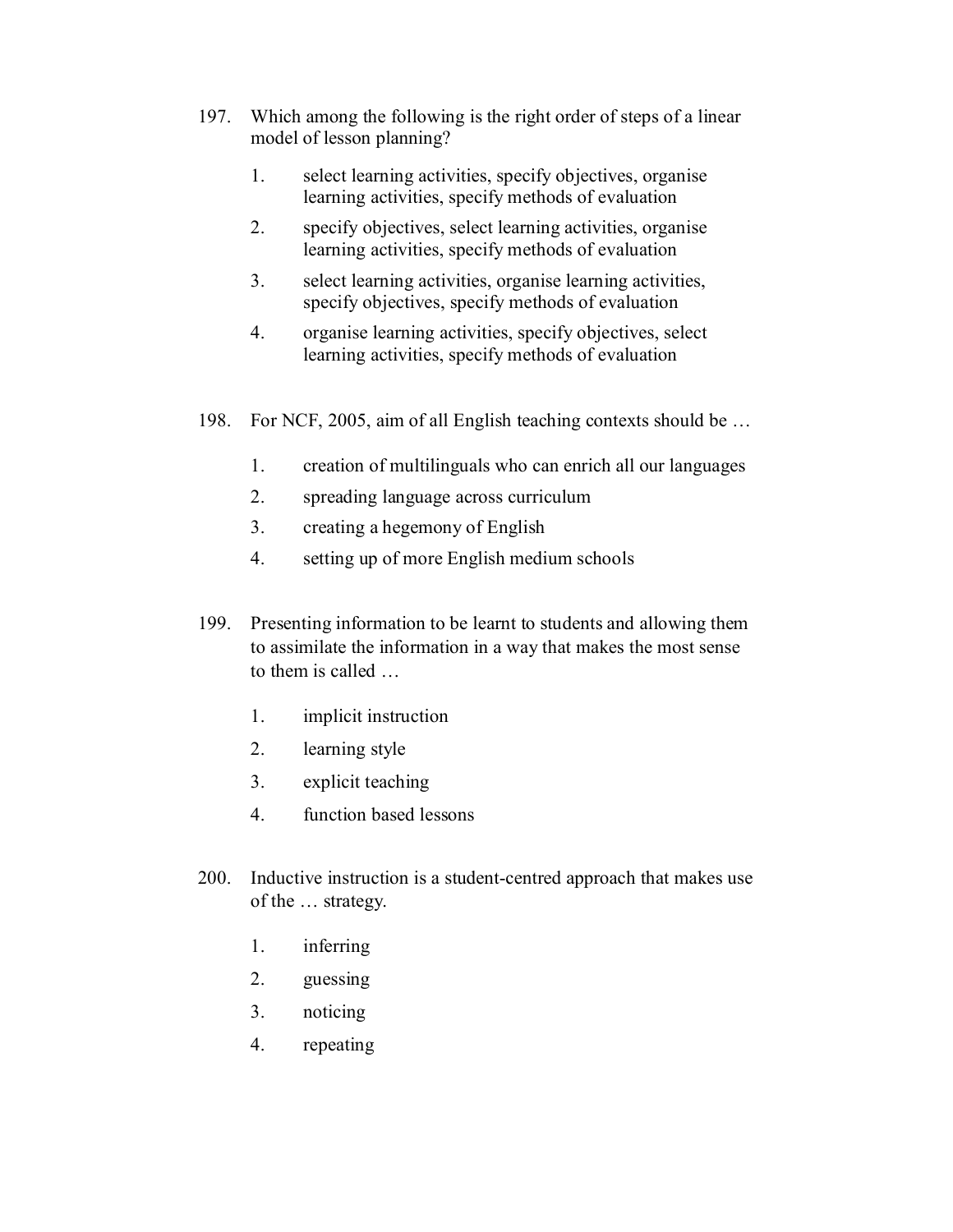197. Which among the following is the right order of steps of a linear model of lesson planning?

   1. select learning activities, specify objectives, organise learning activities, specify methods of evaluation
   2. specify objectives, select learning activities, organise learning activities, specify methods of evaluation
   3. select learning activities, organise learning activities, specify objectives, specify methods of evaluation
   4. organise learning activities, specify objectives, select learning activities, specify methods of evaluation

198. For NCF, 2005, aim of all English teaching contexts should be …

   1. creation of multilinguals who can enrich all our languages
   2. spreading language across curriculum
   3. creating a hegemony of English
   4. setting up of more English medium schools

199. Presenting information to be learnt to students and allowing them to assimilate the information in a way that makes the most sense to them is called …

   1. implicit instruction
   2. learning style
   3. explicit teaching
   4. function based lessons

200. Inductive instruction is a student-centred approach that makes use of the … strategy.

   1. inferring
   2. guessing
   3. noticing
   4. repeating